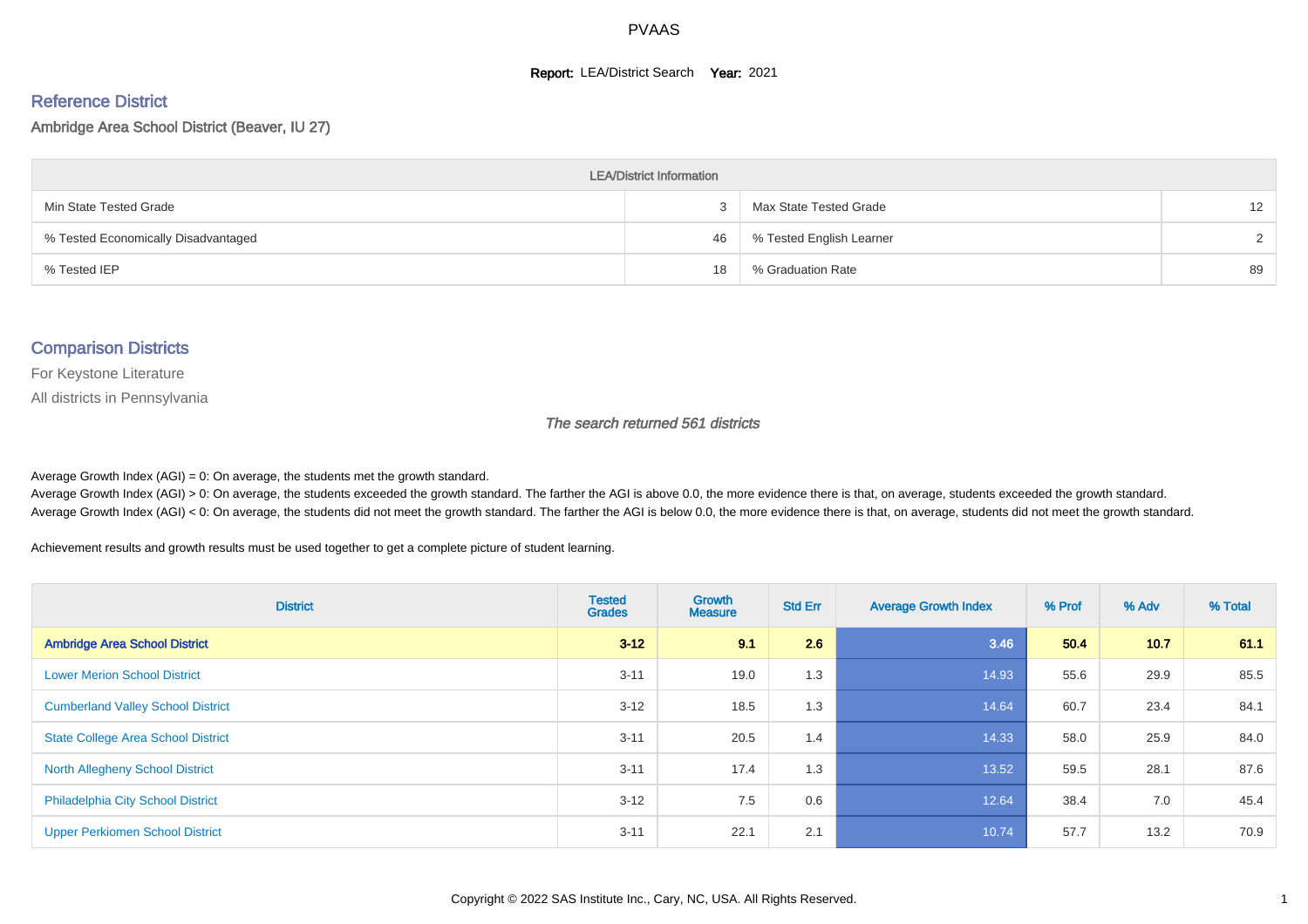# PVAAS

**Report:** LEA/District Search **Year:** 2021

## Reference District

Ambridge Area School District (Beaver, IU 27)

| LEA/District Information | | | |
|---|---|---|---|
| Min State Tested Grade | 3 | Max State Tested Grade | 12 |
| % Tested Economically Disadvantaged | 46 | % Tested English Learner | 2 |
| % Tested IEP | 18 | % Graduation Rate | 89 |

## Comparison Districts

For Keystone Literature

All districts in Pennsylvania

*The search returned 561 districts*

Average Growth Index (AGI) = 0: On average, the students met the growth standard.
Average Growth Index (AGI) > 0: On average, the students exceeded the growth standard. The farther the AGI is above 0.0, the more evidence there is that, on average, students exceeded the growth standard.
Average Growth Index (AGI) < 0: On average, the students did not meet the growth standard. The farther the AGI is below 0.0, the more evidence there is that, on average, students did not meet the growth standard.

Achievement results and growth results must be used together to get a complete picture of student learning.

| District | Tested Grades | Growth Measure | Std Err | Average Growth Index | % Prof | % Adv | % Total |
|---|---|---|---|---|---|---|---|
| **Ambridge Area School District** | **3-12** | **9.1** | **2.6** | **3.46** | **50.4** | **10.7** | **61.1** |
| Lower Merion School District | 3-11 | 19.0 | 1.3 | 14.93 | 55.6 | 29.9 | 85.5 |
| Cumberland Valley School District | 3-12 | 18.5 | 1.3 | 14.64 | 60.7 | 23.4 | 84.1 |
| State College Area School District | 3-11 | 20.5 | 1.4 | 14.33 | 58.0 | 25.9 | 84.0 |
| North Allegheny School District | 3-11 | 17.4 | 1.3 | 13.52 | 59.5 | 28.1 | 87.6 |
| Philadelphia City School District | 3-12 | 7.5 | 0.6 | 12.64 | 38.4 | 7.0 | 45.4 |
| Upper Perkiomen School District | 3-11 | 22.1 | 2.1 | 10.74 | 57.7 | 13.2 | 70.9 |

Copyright © 2022 SAS Institute Inc., Cary, NC, USA. All Rights Reserved.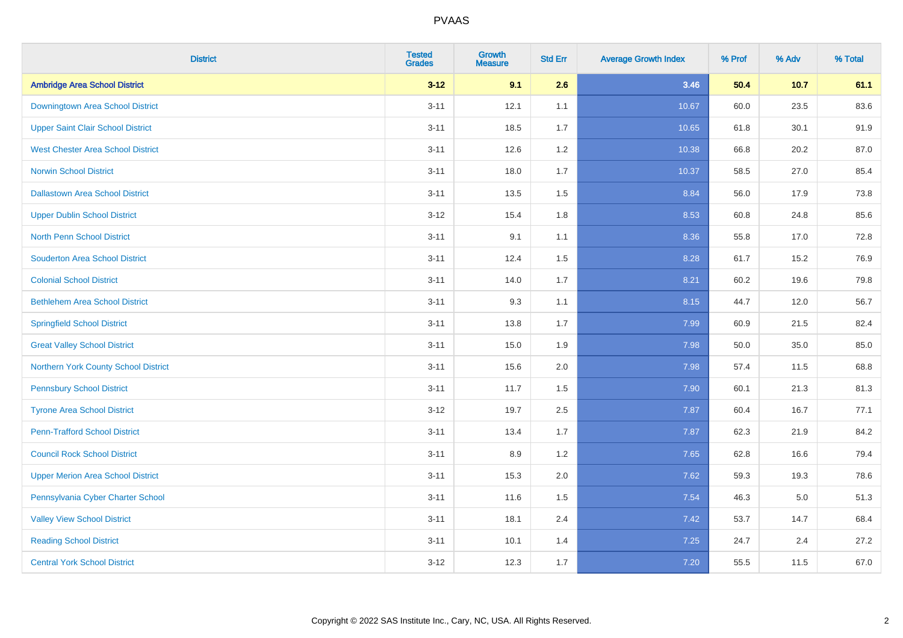| District | Tested Grades | Growth Measure | Std Err | Average Growth Index | % Prof | % Adv | % Total |
|---|---|---|---|---|---|---|---|
| **Ambridge Area School District** | **3-12** | **9.1** | **2.6** | **3.46** | **50.4** | **10.7** | **61.1** |
| Downingtown Area School District | 3-11 | 12.1 | 1.1 | 10.67 | 60.0 | 23.5 | 83.6 |
| Upper Saint Clair School District | 3-11 | 18.5 | 1.7 | 10.65 | 61.8 | 30.1 | 91.9 |
| West Chester Area School District | 3-11 | 12.6 | 1.2 | 10.38 | 66.8 | 20.2 | 87.0 |
| Norwin School District | 3-11 | 18.0 | 1.7 | 10.37 | 58.5 | 27.0 | 85.4 |
| Dallastown Area School District | 3-11 | 13.5 | 1.5 | 8.84 | 56.0 | 17.9 | 73.8 |
| Upper Dublin School District | 3-12 | 15.4 | 1.8 | 8.53 | 60.8 | 24.8 | 85.6 |
| North Penn School District | 3-11 | 9.1 | 1.1 | 8.36 | 55.8 | 17.0 | 72.8 |
| Souderton Area School District | 3-11 | 12.4 | 1.5 | 8.28 | 61.7 | 15.2 | 76.9 |
| Colonial School District | 3-11 | 14.0 | 1.7 | 8.21 | 60.2 | 19.6 | 79.8 |
| Bethlehem Area School District | 3-11 | 9.3 | 1.1 | 8.15 | 44.7 | 12.0 | 56.7 |
| Springfield School District | 3-11 | 13.8 | 1.7 | 7.99 | 60.9 | 21.5 | 82.4 |
| Great Valley School District | 3-11 | 15.0 | 1.9 | 7.98 | 50.0 | 35.0 | 85.0 |
| Northern York County School District | 3-11 | 15.6 | 2.0 | 7.98 | 57.4 | 11.5 | 68.8 |
| Pennsbury School District | 3-11 | 11.7 | 1.5 | 7.90 | 60.1 | 21.3 | 81.3 |
| Tyrone Area School District | 3-12 | 19.7 | 2.5 | 7.87 | 60.4 | 16.7 | 77.1 |
| Penn-Trafford School District | 3-11 | 13.4 | 1.7 | 7.87 | 62.3 | 21.9 | 84.2 |
| Council Rock School District | 3-11 | 8.9 | 1.2 | 7.65 | 62.8 | 16.6 | 79.4 |
| Upper Merion Area School District | 3-11 | 15.3 | 2.0 | 7.62 | 59.3 | 19.3 | 78.6 |
| Pennsylvania Cyber Charter School | 3-11 | 11.6 | 1.5 | 7.54 | 46.3 | 5.0 | 51.3 |
| Valley View School District | 3-11 | 18.1 | 2.4 | 7.42 | 53.7 | 14.7 | 68.4 |
| Reading School District | 3-11 | 10.1 | 1.4 | 7.25 | 24.7 | 2.4 | 27.2 |
| Central York School District | 3-12 | 12.3 | 1.7 | 7.20 | 55.5 | 11.5 | 67.0 |

Copyright © 2022 SAS Institute Inc., Cary, NC, USA. All Rights Reserved.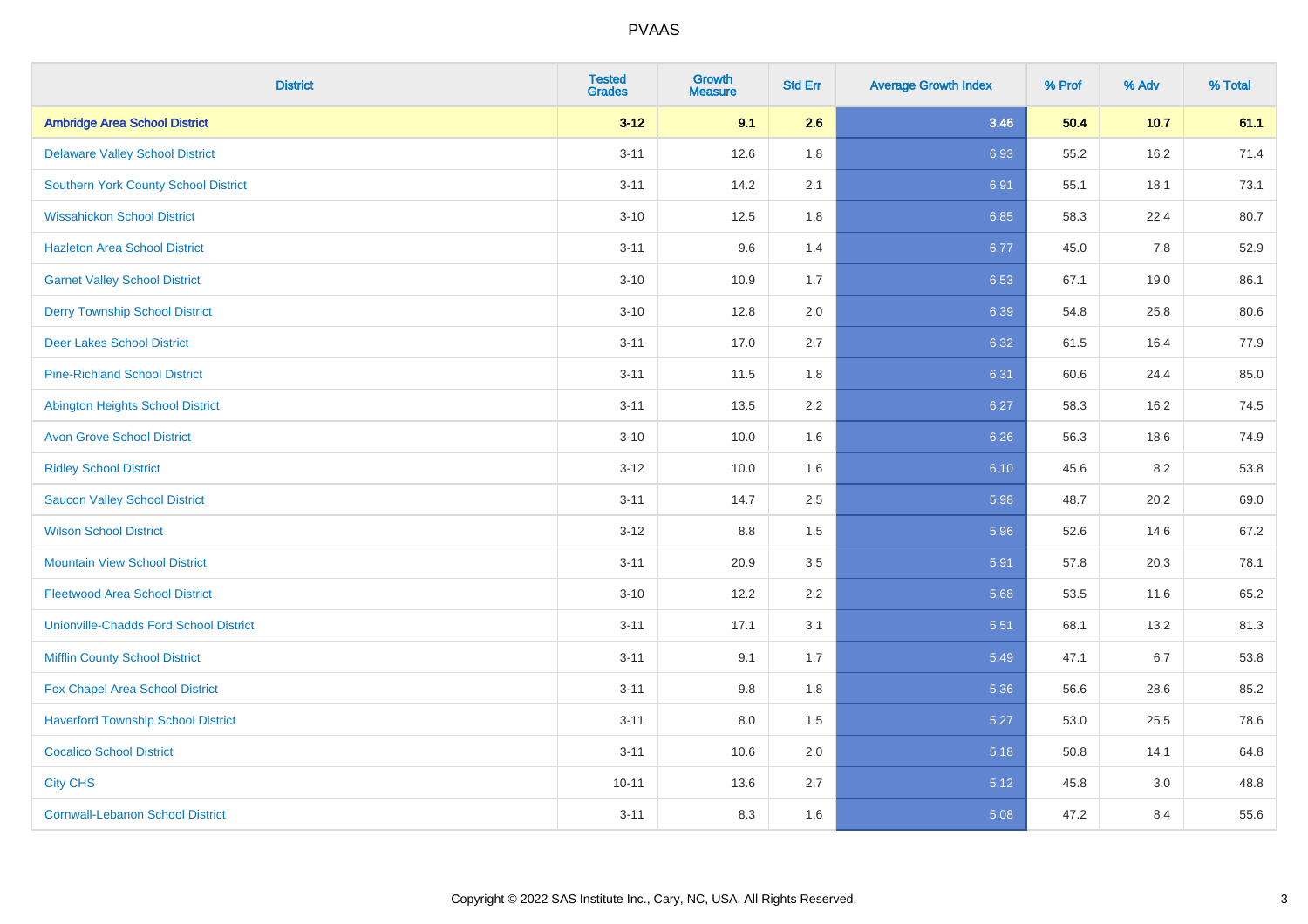| District | Tested Grades | Growth Measure | Std Err | Average Growth Index | % Prof | % Adv | % Total |
|---|---|---|---|---|---|---|---|
| **Ambridge Area School District** | **3-12** | **9.1** | **2.6** | **3.46** | **50.4** | **10.7** | **61.1** |
| Delaware Valley School District | 3-11 | 12.6 | 1.8 | 6.93 | 55.2 | 16.2 | 71.4 |
| Southern York County School District | 3-11 | 14.2 | 2.1 | 6.91 | 55.1 | 18.1 | 73.1 |
| Wissahickon School District | 3-10 | 12.5 | 1.8 | 6.85 | 58.3 | 22.4 | 80.7 |
| Hazleton Area School District | 3-11 | 9.6 | 1.4 | 6.77 | 45.0 | 7.8 | 52.9 |
| Garnet Valley School District | 3-10 | 10.9 | 1.7 | 6.53 | 67.1 | 19.0 | 86.1 |
| Derry Township School District | 3-10 | 12.8 | 2.0 | 6.39 | 54.8 | 25.8 | 80.6 |
| Deer Lakes School District | 3-11 | 17.0 | 2.7 | 6.32 | 61.5 | 16.4 | 77.9 |
| Pine-Richland School District | 3-11 | 11.5 | 1.8 | 6.31 | 60.6 | 24.4 | 85.0 |
| Abington Heights School District | 3-11 | 13.5 | 2.2 | 6.27 | 58.3 | 16.2 | 74.5 |
| Avon Grove School District | 3-10 | 10.0 | 1.6 | 6.26 | 56.3 | 18.6 | 74.9 |
| Ridley School District | 3-12 | 10.0 | 1.6 | 6.10 | 45.6 | 8.2 | 53.8 |
| Saucon Valley School District | 3-11 | 14.7 | 2.5 | 5.98 | 48.7 | 20.2 | 69.0 |
| Wilson School District | 3-12 | 8.8 | 1.5 | 5.96 | 52.6 | 14.6 | 67.2 |
| Mountain View School District | 3-11 | 20.9 | 3.5 | 5.91 | 57.8 | 20.3 | 78.1 |
| Fleetwood Area School District | 3-10 | 12.2 | 2.2 | 5.68 | 53.5 | 11.6 | 65.2 |
| Unionville-Chadds Ford School District | 3-11 | 17.1 | 3.1 | 5.51 | 68.1 | 13.2 | 81.3 |
| Mifflin County School District | 3-11 | 9.1 | 1.7 | 5.49 | 47.1 | 6.7 | 53.8 |
| Fox Chapel Area School District | 3-11 | 9.8 | 1.8 | 5.36 | 56.6 | 28.6 | 85.2 |
| Haverford Township School District | 3-11 | 8.0 | 1.5 | 5.27 | 53.0 | 25.5 | 78.6 |
| Cocalico School District | 3-11 | 10.6 | 2.0 | 5.18 | 50.8 | 14.1 | 64.8 |
| City CHS | 10-11 | 13.6 | 2.7 | 5.12 | 45.8 | 3.0 | 48.8 |
| Cornwall-Lebanon School District | 3-11 | 8.3 | 1.6 | 5.08 | 47.2 | 8.4 | 55.6 |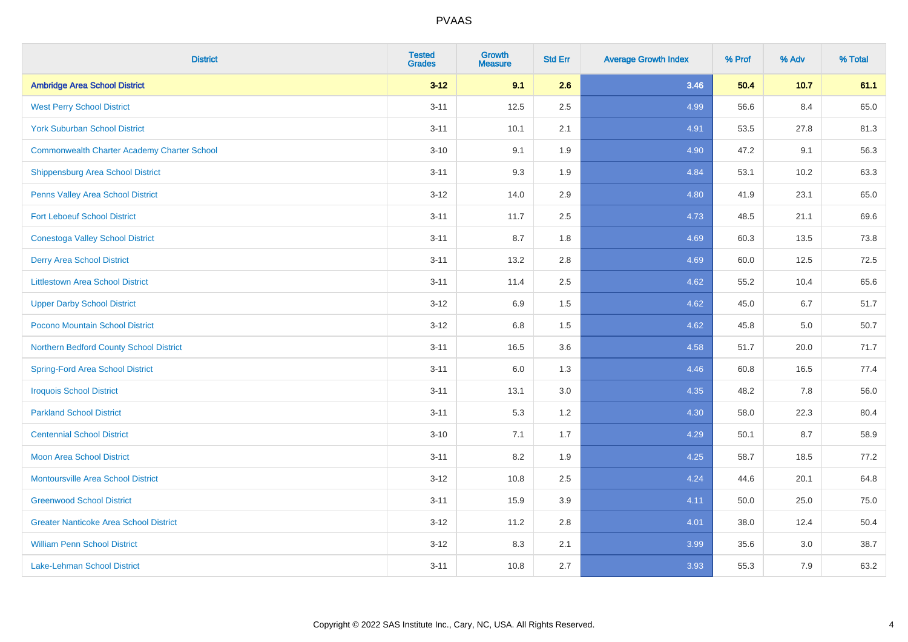| District | Tested Grades | Growth Measure | Std Err | Average Growth Index | % Prof | % Adv | % Total |
|---|---|---|---|---|---|---|---|
| **Ambridge Area School District** | **3-12** | **9.1** | **2.6** | **3.46** | **50.4** | **10.7** | **61.1** |
| West Perry School District | 3-11 | 12.5 | 2.5 | 4.99 | 56.6 | 8.4 | 65.0 |
| York Suburban School District | 3-11 | 10.1 | 2.1 | 4.91 | 53.5 | 27.8 | 81.3 |
| Commonwealth Charter Academy Charter School | 3-10 | 9.1 | 1.9 | 4.90 | 47.2 | 9.1 | 56.3 |
| Shippensburg Area School District | 3-11 | 9.3 | 1.9 | 4.84 | 53.1 | 10.2 | 63.3 |
| Penns Valley Area School District | 3-12 | 14.0 | 2.9 | 4.80 | 41.9 | 23.1 | 65.0 |
| Fort Leboeuf School District | 3-11 | 11.7 | 2.5 | 4.73 | 48.5 | 21.1 | 69.6 |
| Conestoga Valley School District | 3-11 | 8.7 | 1.8 | 4.69 | 60.3 | 13.5 | 73.8 |
| Derry Area School District | 3-11 | 13.2 | 2.8 | 4.69 | 60.0 | 12.5 | 72.5 |
| Littlestown Area School District | 3-11 | 11.4 | 2.5 | 4.62 | 55.2 | 10.4 | 65.6 |
| Upper Darby School District | 3-12 | 6.9 | 1.5 | 4.62 | 45.0 | 6.7 | 51.7 |
| Pocono Mountain School District | 3-12 | 6.8 | 1.5 | 4.62 | 45.8 | 5.0 | 50.7 |
| Northern Bedford County School District | 3-11 | 16.5 | 3.6 | 4.58 | 51.7 | 20.0 | 71.7 |
| Spring-Ford Area School District | 3-11 | 6.0 | 1.3 | 4.46 | 60.8 | 16.5 | 77.4 |
| Iroquois School District | 3-11 | 13.1 | 3.0 | 4.35 | 48.2 | 7.8 | 56.0 |
| Parkland School District | 3-11 | 5.3 | 1.2 | 4.30 | 58.0 | 22.3 | 80.4 |
| Centennial School District | 3-10 | 7.1 | 1.7 | 4.29 | 50.1 | 8.7 | 58.9 |
| Moon Area School District | 3-11 | 8.2 | 1.9 | 4.25 | 58.7 | 18.5 | 77.2 |
| Montoursville Area School District | 3-12 | 10.8 | 2.5 | 4.24 | 44.6 | 20.1 | 64.8 |
| Greenwood School District | 3-11 | 15.9 | 3.9 | 4.11 | 50.0 | 25.0 | 75.0 |
| Greater Nanticoke Area School District | 3-12 | 11.2 | 2.8 | 4.01 | 38.0 | 12.4 | 50.4 |
| William Penn School District | 3-12 | 8.3 | 2.1 | 3.99 | 35.6 | 3.0 | 38.7 |
| Lake-Lehman School District | 3-11 | 10.8 | 2.7 | 3.93 | 55.3 | 7.9 | 63.2 |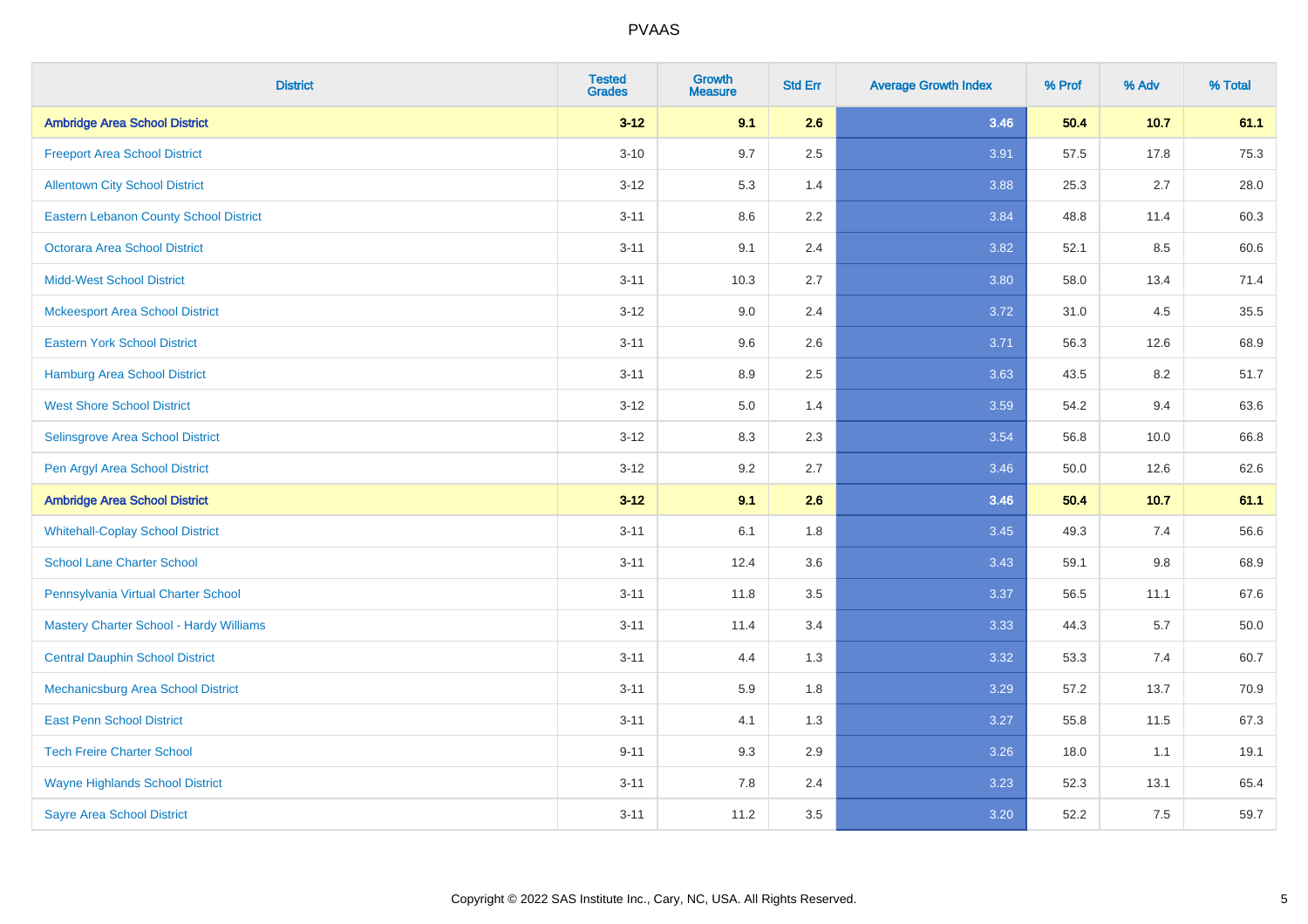| District | Tested Grades | Growth Measure | Std Err | Average Growth Index | % Prof | % Adv | % Total |
|---|---|---|---|---|---|---|---|
| **Ambridge Area School District** | **3-12** | **9.1** | **2.6** | **3.46** | **50.4** | **10.7** | **61.1** |
| Freeport Area School District | 3-10 | 9.7 | 2.5 | 3.91 | 57.5 | 17.8 | 75.3 |
| Allentown City School District | 3-12 | 5.3 | 1.4 | 3.88 | 25.3 | 2.7 | 28.0 |
| Eastern Lebanon County School District | 3-11 | 8.6 | 2.2 | 3.84 | 48.8 | 11.4 | 60.3 |
| Octorara Area School District | 3-11 | 9.1 | 2.4 | 3.82 | 52.1 | 8.5 | 60.6 |
| Midd-West School District | 3-11 | 10.3 | 2.7 | 3.80 | 58.0 | 13.4 | 71.4 |
| Mckeesport Area School District | 3-12 | 9.0 | 2.4 | 3.72 | 31.0 | 4.5 | 35.5 |
| Eastern York School District | 3-11 | 9.6 | 2.6 | 3.71 | 56.3 | 12.6 | 68.9 |
| Hamburg Area School District | 3-11 | 8.9 | 2.5 | 3.63 | 43.5 | 8.2 | 51.7 |
| West Shore School District | 3-12 | 5.0 | 1.4 | 3.59 | 54.2 | 9.4 | 63.6 |
| Selinsgrove Area School District | 3-12 | 8.3 | 2.3 | 3.54 | 56.8 | 10.0 | 66.8 |
| Pen Argyl Area School District | 3-12 | 9.2 | 2.7 | 3.46 | 50.0 | 12.6 | 62.6 |
| **Ambridge Area School District** | **3-12** | **9.1** | **2.6** | **3.46** | **50.4** | **10.7** | **61.1** |
| Whitehall-Coplay School District | 3-11 | 6.1 | 1.8 | 3.45 | 49.3 | 7.4 | 56.6 |
| School Lane Charter School | 3-11 | 12.4 | 3.6 | 3.43 | 59.1 | 9.8 | 68.9 |
| Pennsylvania Virtual Charter School | 3-11 | 11.8 | 3.5 | 3.37 | 56.5 | 11.1 | 67.6 |
| Mastery Charter School - Hardy Williams | 3-11 | 11.4 | 3.4 | 3.33 | 44.3 | 5.7 | 50.0 |
| Central Dauphin School District | 3-11 | 4.4 | 1.3 | 3.32 | 53.3 | 7.4 | 60.7 |
| Mechanicsburg Area School District | 3-11 | 5.9 | 1.8 | 3.29 | 57.2 | 13.7 | 70.9 |
| East Penn School District | 3-11 | 4.1 | 1.3 | 3.27 | 55.8 | 11.5 | 67.3 |
| Tech Freire Charter School | 9-11 | 9.3 | 2.9 | 3.26 | 18.0 | 1.1 | 19.1 |
| Wayne Highlands School District | 3-11 | 7.8 | 2.4 | 3.23 | 52.3 | 13.1 | 65.4 |
| Sayre Area School District | 3-11 | 11.2 | 3.5 | 3.20 | 52.2 | 7.5 | 59.7 |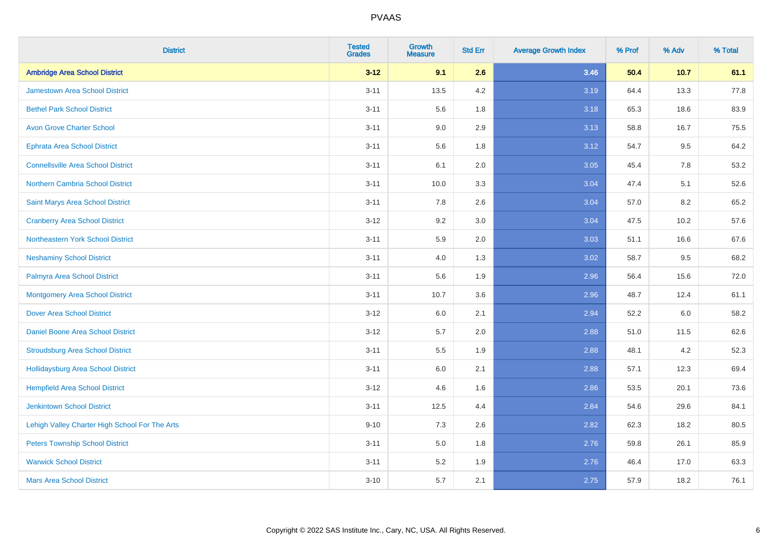| District | Tested Grades | Growth Measure | Std Err | Average Growth Index | % Prof | % Adv | % Total |
|---|---|---|---|---|---|---|---|
| **Ambridge Area School District** | **3-12** | **9.1** | **2.6** | **3.46** | **50.4** | **10.7** | **61.1** |
| Jamestown Area School District | 3-11 | 13.5 | 4.2 | 3.19 | 64.4 | 13.3 | 77.8 |
| Bethel Park School District | 3-11 | 5.6 | 1.8 | 3.18 | 65.3 | 18.6 | 83.9 |
| Avon Grove Charter School | 3-11 | 9.0 | 2.9 | 3.13 | 58.8 | 16.7 | 75.5 |
| Ephrata Area School District | 3-11 | 5.6 | 1.8 | 3.12 | 54.7 | 9.5 | 64.2 |
| Connellsville Area School District | 3-11 | 6.1 | 2.0 | 3.05 | 45.4 | 7.8 | 53.2 |
| Northern Cambria School District | 3-11 | 10.0 | 3.3 | 3.04 | 47.4 | 5.1 | 52.6 |
| Saint Marys Area School District | 3-11 | 7.8 | 2.6 | 3.04 | 57.0 | 8.2 | 65.2 |
| Cranberry Area School District | 3-12 | 9.2 | 3.0 | 3.04 | 47.5 | 10.2 | 57.6 |
| Northeastern York School District | 3-11 | 5.9 | 2.0 | 3.03 | 51.1 | 16.6 | 67.6 |
| Neshaminy School District | 3-11 | 4.0 | 1.3 | 3.02 | 58.7 | 9.5 | 68.2 |
| Palmyra Area School District | 3-11 | 5.6 | 1.9 | 2.96 | 56.4 | 15.6 | 72.0 |
| Montgomery Area School District | 3-11 | 10.7 | 3.6 | 2.96 | 48.7 | 12.4 | 61.1 |
| Dover Area School District | 3-12 | 6.0 | 2.1 | 2.94 | 52.2 | 6.0 | 58.2 |
| Daniel Boone Area School District | 3-12 | 5.7 | 2.0 | 2.88 | 51.0 | 11.5 | 62.6 |
| Stroudsburg Area School District | 3-11 | 5.5 | 1.9 | 2.88 | 48.1 | 4.2 | 52.3 |
| Hollidaysburg Area School District | 3-11 | 6.0 | 2.1 | 2.88 | 57.1 | 12.3 | 69.4 |
| Hempfield Area School District | 3-12 | 4.6 | 1.6 | 2.86 | 53.5 | 20.1 | 73.6 |
| Jenkintown School District | 3-11 | 12.5 | 4.4 | 2.84 | 54.6 | 29.6 | 84.1 |
| Lehigh Valley Charter High School For The Arts | 9-10 | 7.3 | 2.6 | 2.82 | 62.3 | 18.2 | 80.5 |
| Peters Township School District | 3-11 | 5.0 | 1.8 | 2.76 | 59.8 | 26.1 | 85.9 |
| Warwick School District | 3-11 | 5.2 | 1.9 | 2.76 | 46.4 | 17.0 | 63.3 |
| Mars Area School District | 3-10 | 5.7 | 2.1 | 2.75 | 57.9 | 18.2 | 76.1 |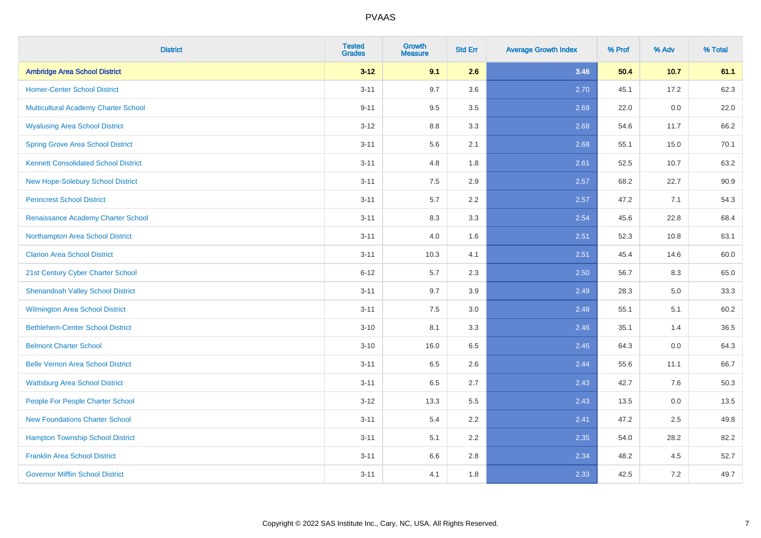# PVAAS

| District | Tested Grades | Growth Measure | Std Err | Average Growth Index | % Prof | % Adv | % Total |
|---|---|---|---|---|---|---|---|
| **Ambridge Area School District** | **3-12** | **9.1** | **2.6** | **3.46** | **50.4** | **10.7** | **61.1** |
| Homer-Center School District | 3-11 | 9.7 | 3.6 | 2.70 | 45.1 | 17.2 | 62.3 |
| Multicultural Academy Charter School | 9-11 | 9.5 | 3.5 | 2.69 | 22.0 | 0.0 | 22.0 |
| Wyalusing Area School District | 3-12 | 8.8 | 3.3 | 2.68 | 54.6 | 11.7 | 66.2 |
| Spring Grove Area School District | 3-11 | 5.6 | 2.1 | 2.68 | 55.1 | 15.0 | 70.1 |
| Kennett Consolidated School District | 3-11 | 4.8 | 1.8 | 2.61 | 52.5 | 10.7 | 63.2 |
| New Hope-Solebury School District | 3-11 | 7.5 | 2.9 | 2.57 | 68.2 | 22.7 | 90.9 |
| Penncrest School District | 3-11 | 5.7 | 2.2 | 2.57 | 47.2 | 7.1 | 54.3 |
| Renaissance Academy Charter School | 3-11 | 8.3 | 3.3 | 2.54 | 45.6 | 22.8 | 68.4 |
| Northampton Area School District | 3-11 | 4.0 | 1.6 | 2.51 | 52.3 | 10.8 | 63.1 |
| Clarion Area School District | 3-11 | 10.3 | 4.1 | 2.51 | 45.4 | 14.6 | 60.0 |
| 21st Century Cyber Charter School | 6-12 | 5.7 | 2.3 | 2.50 | 56.7 | 8.3 | 65.0 |
| Shenandoah Valley School District | 3-11 | 9.7 | 3.9 | 2.49 | 28.3 | 5.0 | 33.3 |
| Wilmington Area School District | 3-11 | 7.5 | 3.0 | 2.48 | 55.1 | 5.1 | 60.2 |
| Bethlehem-Center School District | 3-10 | 8.1 | 3.3 | 2.46 | 35.1 | 1.4 | 36.5 |
| Belmont Charter School | 3-10 | 16.0 | 6.5 | 2.45 | 64.3 | 0.0 | 64.3 |
| Belle Vernon Area School District | 3-11 | 6.5 | 2.6 | 2.44 | 55.6 | 11.1 | 66.7 |
| Wattsburg Area School District | 3-11 | 6.5 | 2.7 | 2.43 | 42.7 | 7.6 | 50.3 |
| People For People Charter School | 3-12 | 13.3 | 5.5 | 2.43 | 13.5 | 0.0 | 13.5 |
| New Foundations Charter School | 3-11 | 5.4 | 2.2 | 2.41 | 47.2 | 2.5 | 49.8 |
| Hampton Township School District | 3-11 | 5.1 | 2.2 | 2.35 | 54.0 | 28.2 | 82.2 |
| Franklin Area School District | 3-11 | 6.6 | 2.8 | 2.34 | 48.2 | 4.5 | 52.7 |
| Governor Mifflin School District | 3-11 | 4.1 | 1.8 | 2.33 | 42.5 | 7.2 | 49.7 |

Copyright © 2022 SAS Institute Inc., Cary, NC, USA. All Rights Reserved.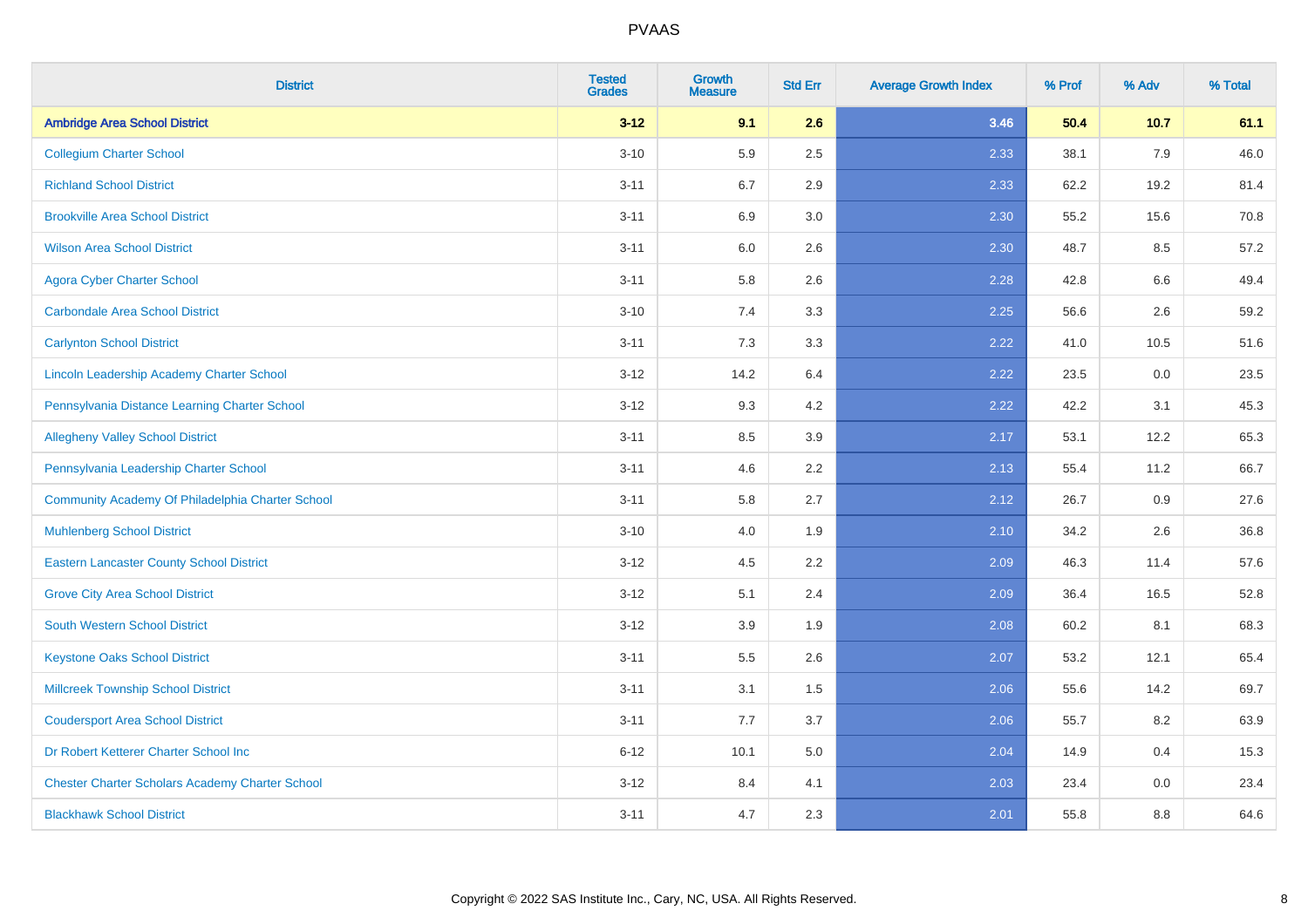| District | Tested Grades | Growth Measure | Std Err | Average Growth Index | % Prof | % Adv | % Total |
|---|---|---|---|---|---|---|---|
| **Ambridge Area School District** | **3-12** | **9.1** | **2.6** | **3.46** | **50.4** | **10.7** | **61.1** |
| Collegium Charter School | 3-10 | 5.9 | 2.5 | 2.33 | 38.1 | 7.9 | 46.0 |
| Richland School District | 3-11 | 6.7 | 2.9 | 2.33 | 62.2 | 19.2 | 81.4 |
| Brookville Area School District | 3-11 | 6.9 | 3.0 | 2.30 | 55.2 | 15.6 | 70.8 |
| Wilson Area School District | 3-11 | 6.0 | 2.6 | 2.30 | 48.7 | 8.5 | 57.2 |
| Agora Cyber Charter School | 3-11 | 5.8 | 2.6 | 2.28 | 42.8 | 6.6 | 49.4 |
| Carbondale Area School District | 3-10 | 7.4 | 3.3 | 2.25 | 56.6 | 2.6 | 59.2 |
| Carlynton School District | 3-11 | 7.3 | 3.3 | 2.22 | 41.0 | 10.5 | 51.6 |
| Lincoln Leadership Academy Charter School | 3-12 | 14.2 | 6.4 | 2.22 | 23.5 | 0.0 | 23.5 |
| Pennsylvania Distance Learning Charter School | 3-12 | 9.3 | 4.2 | 2.22 | 42.2 | 3.1 | 45.3 |
| Allegheny Valley School District | 3-11 | 8.5 | 3.9 | 2.17 | 53.1 | 12.2 | 65.3 |
| Pennsylvania Leadership Charter School | 3-11 | 4.6 | 2.2 | 2.13 | 55.4 | 11.2 | 66.7 |
| Community Academy Of Philadelphia Charter School | 3-11 | 5.8 | 2.7 | 2.12 | 26.7 | 0.9 | 27.6 |
| Muhlenberg School District | 3-10 | 4.0 | 1.9 | 2.10 | 34.2 | 2.6 | 36.8 |
| Eastern Lancaster County School District | 3-12 | 4.5 | 2.2 | 2.09 | 46.3 | 11.4 | 57.6 |
| Grove City Area School District | 3-12 | 5.1 | 2.4 | 2.09 | 36.4 | 16.5 | 52.8 |
| South Western School District | 3-12 | 3.9 | 1.9 | 2.08 | 60.2 | 8.1 | 68.3 |
| Keystone Oaks School District | 3-11 | 5.5 | 2.6 | 2.07 | 53.2 | 12.1 | 65.4 |
| Millcreek Township School District | 3-11 | 3.1 | 1.5 | 2.06 | 55.6 | 14.2 | 69.7 |
| Coudersport Area School District | 3-11 | 7.7 | 3.7 | 2.06 | 55.7 | 8.2 | 63.9 |
| Dr Robert Ketterer Charter School Inc | 6-12 | 10.1 | 5.0 | 2.04 | 14.9 | 0.4 | 15.3 |
| Chester Charter Scholars Academy Charter School | 3-12 | 8.4 | 4.1 | 2.03 | 23.4 | 0.0 | 23.4 |
| Blackhawk School District | 3-11 | 4.7 | 2.3 | 2.01 | 55.8 | 8.8 | 64.6 |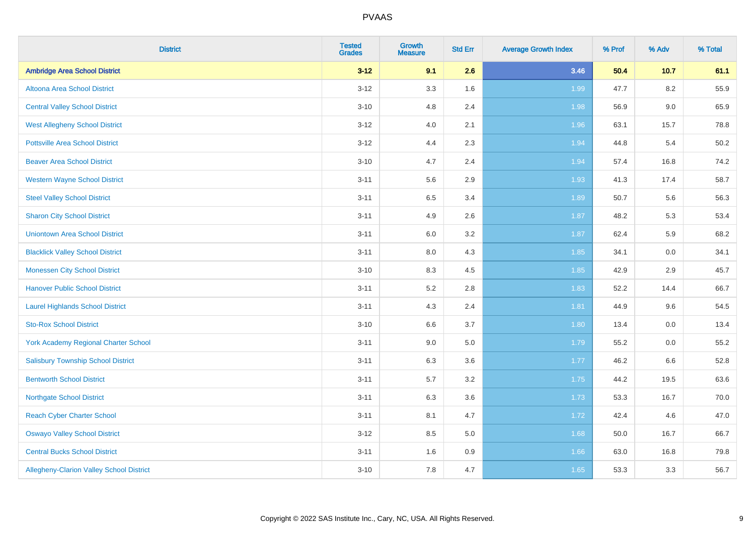# PVAAS

| District | Tested Grades | Growth Measure | Std Err | Average Growth Index | % Prof | % Adv | % Total |
|---|---|---|---|---|---|---|---|
| **Ambridge Area School District** | **3-12** | **9.1** | **2.6** | **3.46** | **50.4** | **10.7** | **61.1** |
| Altoona Area School District | 3-12 | 3.3 | 1.6 | 1.99 | 47.7 | 8.2 | 55.9 |
| Central Valley School District | 3-10 | 4.8 | 2.4 | 1.98 | 56.9 | 9.0 | 65.9 |
| West Allegheny School District | 3-12 | 4.0 | 2.1 | 1.96 | 63.1 | 15.7 | 78.8 |
| Pottsville Area School District | 3-12 | 4.4 | 2.3 | 1.94 | 44.8 | 5.4 | 50.2 |
| Beaver Area School District | 3-10 | 4.7 | 2.4 | 1.94 | 57.4 | 16.8 | 74.2 |
| Western Wayne School District | 3-11 | 5.6 | 2.9 | 1.93 | 41.3 | 17.4 | 58.7 |
| Steel Valley School District | 3-11 | 6.5 | 3.4 | 1.89 | 50.7 | 5.6 | 56.3 |
| Sharon City School District | 3-11 | 4.9 | 2.6 | 1.87 | 48.2 | 5.3 | 53.4 |
| Uniontown Area School District | 3-11 | 6.0 | 3.2 | 1.87 | 62.4 | 5.9 | 68.2 |
| Blacklick Valley School District | 3-11 | 8.0 | 4.3 | 1.85 | 34.1 | 0.0 | 34.1 |
| Monessen City School District | 3-10 | 8.3 | 4.5 | 1.85 | 42.9 | 2.9 | 45.7 |
| Hanover Public School District | 3-11 | 5.2 | 2.8 | 1.83 | 52.2 | 14.4 | 66.7 |
| Laurel Highlands School District | 3-11 | 4.3 | 2.4 | 1.81 | 44.9 | 9.6 | 54.5 |
| Sto-Rox School District | 3-10 | 6.6 | 3.7 | 1.80 | 13.4 | 0.0 | 13.4 |
| York Academy Regional Charter School | 3-11 | 9.0 | 5.0 | 1.79 | 55.2 | 0.0 | 55.2 |
| Salisbury Township School District | 3-11 | 6.3 | 3.6 | 1.77 | 46.2 | 6.6 | 52.8 |
| Bentworth School District | 3-11 | 5.7 | 3.2 | 1.75 | 44.2 | 19.5 | 63.6 |
| Northgate School District | 3-11 | 6.3 | 3.6 | 1.73 | 53.3 | 16.7 | 70.0 |
| Reach Cyber Charter School | 3-11 | 8.1 | 4.7 | 1.72 | 42.4 | 4.6 | 47.0 |
| Oswayo Valley School District | 3-12 | 8.5 | 5.0 | 1.68 | 50.0 | 16.7 | 66.7 |
| Central Bucks School District | 3-11 | 1.6 | 0.9 | 1.66 | 63.0 | 16.8 | 79.8 |
| Allegheny-Clarion Valley School District | 3-10 | 7.8 | 4.7 | 1.65 | 53.3 | 3.3 | 56.7 |

Copyright © 2022 SAS Institute Inc., Cary, NC, USA. All Rights Reserved.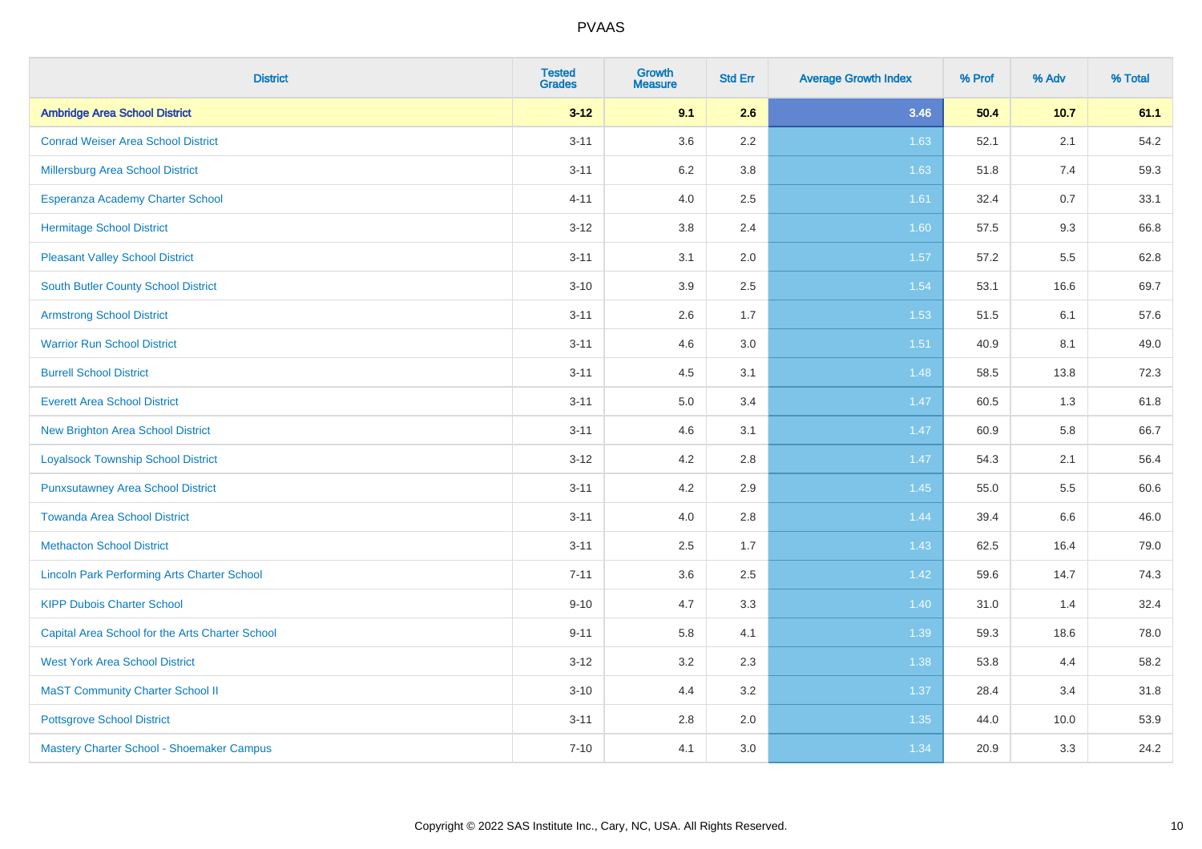# PVAAS

| District | Tested Grades | Growth Measure | Std Err | Average Growth Index | % Prof | % Adv | % Total |
|---|---|---|---|---|---|---|---|
| **Ambridge Area School District** | **3-12** | **9.1** | **2.6** | **3.46** | **50.4** | **10.7** | **61.1** |
| Conrad Weiser Area School District | 3-11 | 3.6 | 2.2 | 1.63 | 52.1 | 2.1 | 54.2 |
| Millersburg Area School District | 3-11 | 6.2 | 3.8 | 1.63 | 51.8 | 7.4 | 59.3 |
| Esperanza Academy Charter School | 4-11 | 4.0 | 2.5 | 1.61 | 32.4 | 0.7 | 33.1 |
| Hermitage School District | 3-12 | 3.8 | 2.4 | 1.60 | 57.5 | 9.3 | 66.8 |
| Pleasant Valley School District | 3-11 | 3.1 | 2.0 | 1.57 | 57.2 | 5.5 | 62.8 |
| South Butler County School District | 3-10 | 3.9 | 2.5 | 1.54 | 53.1 | 16.6 | 69.7 |
| Armstrong School District | 3-11 | 2.6 | 1.7 | 1.53 | 51.5 | 6.1 | 57.6 |
| Warrior Run School District | 3-11 | 4.6 | 3.0 | 1.51 | 40.9 | 8.1 | 49.0 |
| Burrell School District | 3-11 | 4.5 | 3.1 | 1.48 | 58.5 | 13.8 | 72.3 |
| Everett Area School District | 3-11 | 5.0 | 3.4 | 1.47 | 60.5 | 1.3 | 61.8 |
| New Brighton Area School District | 3-11 | 4.6 | 3.1 | 1.47 | 60.9 | 5.8 | 66.7 |
| Loyalsock Township School District | 3-12 | 4.2 | 2.8 | 1.47 | 54.3 | 2.1 | 56.4 |
| Punxsutawney Area School District | 3-11 | 4.2 | 2.9 | 1.45 | 55.0 | 5.5 | 60.6 |
| Towanda Area School District | 3-11 | 4.0 | 2.8 | 1.44 | 39.4 | 6.6 | 46.0 |
| Methacton School District | 3-11 | 2.5 | 1.7 | 1.43 | 62.5 | 16.4 | 79.0 |
| Lincoln Park Performing Arts Charter School | 7-11 | 3.6 | 2.5 | 1.42 | 59.6 | 14.7 | 74.3 |
| KIPP Dubois Charter School | 9-10 | 4.7 | 3.3 | 1.40 | 31.0 | 1.4 | 32.4 |
| Capital Area School for the Arts Charter School | 9-11 | 5.8 | 4.1 | 1.39 | 59.3 | 18.6 | 78.0 |
| West York Area School District | 3-12 | 3.2 | 2.3 | 1.38 | 53.8 | 4.4 | 58.2 |
| MaST Community Charter School II | 3-10 | 4.4 | 3.2 | 1.37 | 28.4 | 3.4 | 31.8 |
| Pottsgrove School District | 3-11 | 2.8 | 2.0 | 1.35 | 44.0 | 10.0 | 53.9 |
| Mastery Charter School - Shoemaker Campus | 7-10 | 4.1 | 3.0 | 1.34 | 20.9 | 3.3 | 24.2 |

Copyright © 2022 SAS Institute Inc., Cary, NC, USA. All Rights Reserved.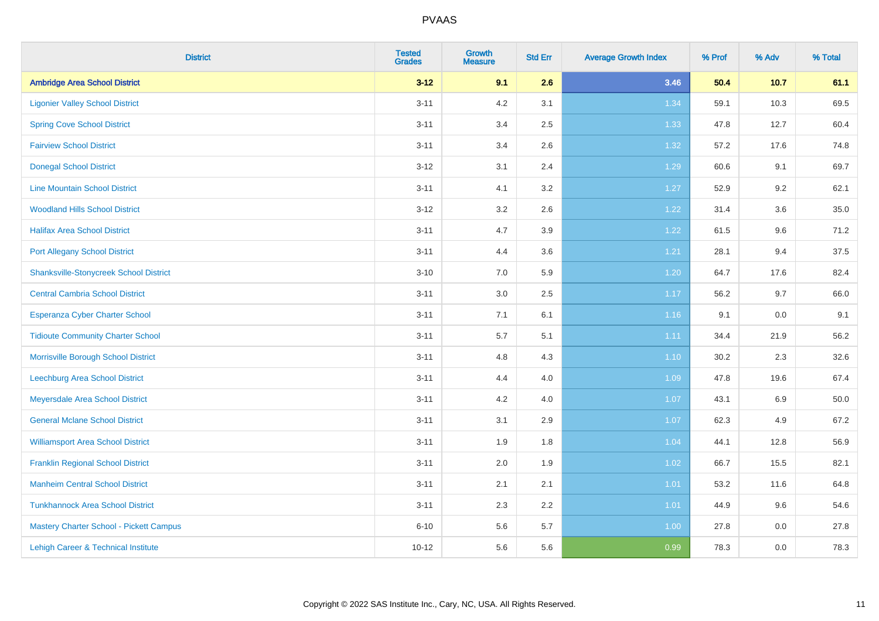| District | Tested Grades | Growth Measure | Std Err | Average Growth Index | % Prof | % Adv | % Total |
|---|---|---|---|---|---|---|---|
| **Ambridge Area School District** | **3-12** | **9.1** | **2.6** | **3.46** | **50.4** | **10.7** | **61.1** |
| Ligonier Valley School District | 3-11 | 4.2 | 3.1 | 1.34 | 59.1 | 10.3 | 69.5 |
| Spring Cove School District | 3-11 | 3.4 | 2.5 | 1.33 | 47.8 | 12.7 | 60.4 |
| Fairview School District | 3-11 | 3.4 | 2.6 | 1.32 | 57.2 | 17.6 | 74.8 |
| Donegal School District | 3-12 | 3.1 | 2.4 | 1.29 | 60.6 | 9.1 | 69.7 |
| Line Mountain School District | 3-11 | 4.1 | 3.2 | 1.27 | 52.9 | 9.2 | 62.1 |
| Woodland Hills School District | 3-12 | 3.2 | 2.6 | 1.22 | 31.4 | 3.6 | 35.0 |
| Halifax Area School District | 3-11 | 4.7 | 3.9 | 1.22 | 61.5 | 9.6 | 71.2 |
| Port Allegany School District | 3-11 | 4.4 | 3.6 | 1.21 | 28.1 | 9.4 | 37.5 |
| Shanksville-Stonycreek School District | 3-10 | 7.0 | 5.9 | 1.20 | 64.7 | 17.6 | 82.4 |
| Central Cambria School District | 3-11 | 3.0 | 2.5 | 1.17 | 56.2 | 9.7 | 66.0 |
| Esperanza Cyber Charter School | 3-11 | 7.1 | 6.1 | 1.16 | 9.1 | 0.0 | 9.1 |
| Tidioute Community Charter School | 3-11 | 5.7 | 5.1 | 1.11 | 34.4 | 21.9 | 56.2 |
| Morrisville Borough School District | 3-11 | 4.8 | 4.3 | 1.10 | 30.2 | 2.3 | 32.6 |
| Leechburg Area School District | 3-11 | 4.4 | 4.0 | 1.09 | 47.8 | 19.6 | 67.4 |
| Meyersdale Area School District | 3-11 | 4.2 | 4.0 | 1.07 | 43.1 | 6.9 | 50.0 |
| General Mclane School District | 3-11 | 3.1 | 2.9 | 1.07 | 62.3 | 4.9 | 67.2 |
| Williamsport Area School District | 3-11 | 1.9 | 1.8 | 1.04 | 44.1 | 12.8 | 56.9 |
| Franklin Regional School District | 3-11 | 2.0 | 1.9 | 1.02 | 66.7 | 15.5 | 82.1 |
| Manheim Central School District | 3-11 | 2.1 | 2.1 | 1.01 | 53.2 | 11.6 | 64.8 |
| Tunkhannock Area School District | 3-11 | 2.3 | 2.2 | 1.01 | 44.9 | 9.6 | 54.6 |
| Mastery Charter School - Pickett Campus | 6-10 | 5.6 | 5.7 | 1.00 | 27.8 | 0.0 | 27.8 |
| Lehigh Career & Technical Institute | 10-12 | 5.6 | 5.6 | 0.99 | 78.3 | 0.0 | 78.3 |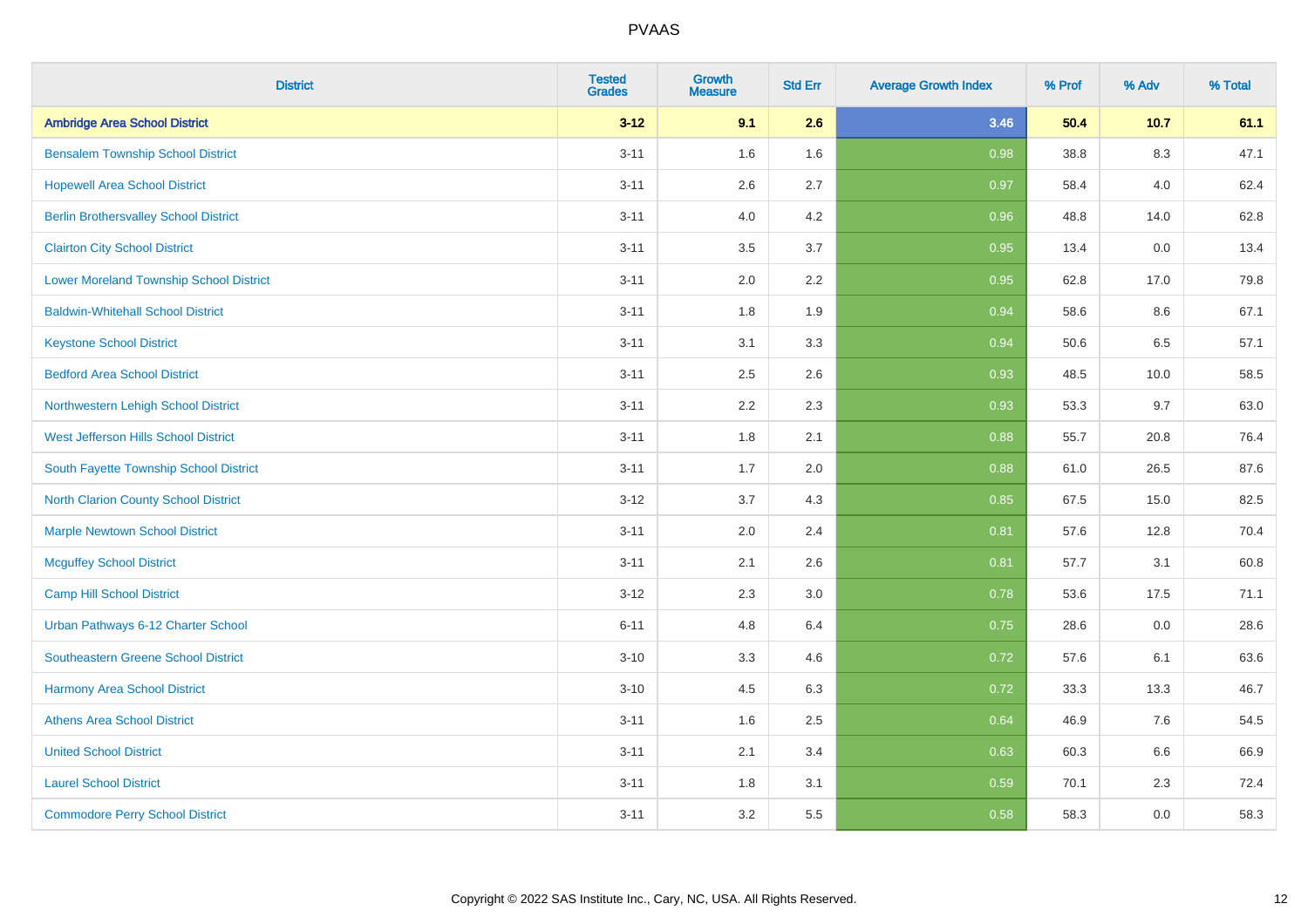# PVAAS

| District | Tested Grades | Growth Measure | Std Err | Average Growth Index | % Prof | % Adv | % Total |
|---|---|---|---|---|---|---|---|
| **Ambridge Area School District** | **3-12** | **9.1** | **2.6** | **3.46** | **50.4** | **10.7** | **61.1** |
| Bensalem Township School District | 3-11 | 1.6 | 1.6 | 0.98 | 38.8 | 8.3 | 47.1 |
| Hopewell Area School District | 3-11 | 2.6 | 2.7 | 0.97 | 58.4 | 4.0 | 62.4 |
| Berlin Brothersvalley School District | 3-11 | 4.0 | 4.2 | 0.96 | 48.8 | 14.0 | 62.8 |
| Clairton City School District | 3-11 | 3.5 | 3.7 | 0.95 | 13.4 | 0.0 | 13.4 |
| Lower Moreland Township School District | 3-11 | 2.0 | 2.2 | 0.95 | 62.8 | 17.0 | 79.8 |
| Baldwin-Whitehall School District | 3-11 | 1.8 | 1.9 | 0.94 | 58.6 | 8.6 | 67.1 |
| Keystone School District | 3-11 | 3.1 | 3.3 | 0.94 | 50.6 | 6.5 | 57.1 |
| Bedford Area School District | 3-11 | 2.5 | 2.6 | 0.93 | 48.5 | 10.0 | 58.5 |
| Northwestern Lehigh School District | 3-11 | 2.2 | 2.3 | 0.93 | 53.3 | 9.7 | 63.0 |
| West Jefferson Hills School District | 3-11 | 1.8 | 2.1 | 0.88 | 55.7 | 20.8 | 76.4 |
| South Fayette Township School District | 3-11 | 1.7 | 2.0 | 0.88 | 61.0 | 26.5 | 87.6 |
| North Clarion County School District | 3-12 | 3.7 | 4.3 | 0.85 | 67.5 | 15.0 | 82.5 |
| Marple Newtown School District | 3-11 | 2.0 | 2.4 | 0.81 | 57.6 | 12.8 | 70.4 |
| Mcguffey School District | 3-11 | 2.1 | 2.6 | 0.81 | 57.7 | 3.1 | 60.8 |
| Camp Hill School District | 3-12 | 2.3 | 3.0 | 0.78 | 53.6 | 17.5 | 71.1 |
| Urban Pathways 6-12 Charter School | 6-11 | 4.8 | 6.4 | 0.75 | 28.6 | 0.0 | 28.6 |
| Southeastern Greene School District | 3-10 | 3.3 | 4.6 | 0.72 | 57.6 | 6.1 | 63.6 |
| Harmony Area School District | 3-10 | 4.5 | 6.3 | 0.72 | 33.3 | 13.3 | 46.7 |
| Athens Area School District | 3-11 | 1.6 | 2.5 | 0.64 | 46.9 | 7.6 | 54.5 |
| United School District | 3-11 | 2.1 | 3.4 | 0.63 | 60.3 | 6.6 | 66.9 |
| Laurel School District | 3-11 | 1.8 | 3.1 | 0.59 | 70.1 | 2.3 | 72.4 |
| Commodore Perry School District | 3-11 | 3.2 | 5.5 | 0.58 | 58.3 | 0.0 | 58.3 |

Copyright © 2022 SAS Institute Inc., Cary, NC, USA. All Rights Reserved.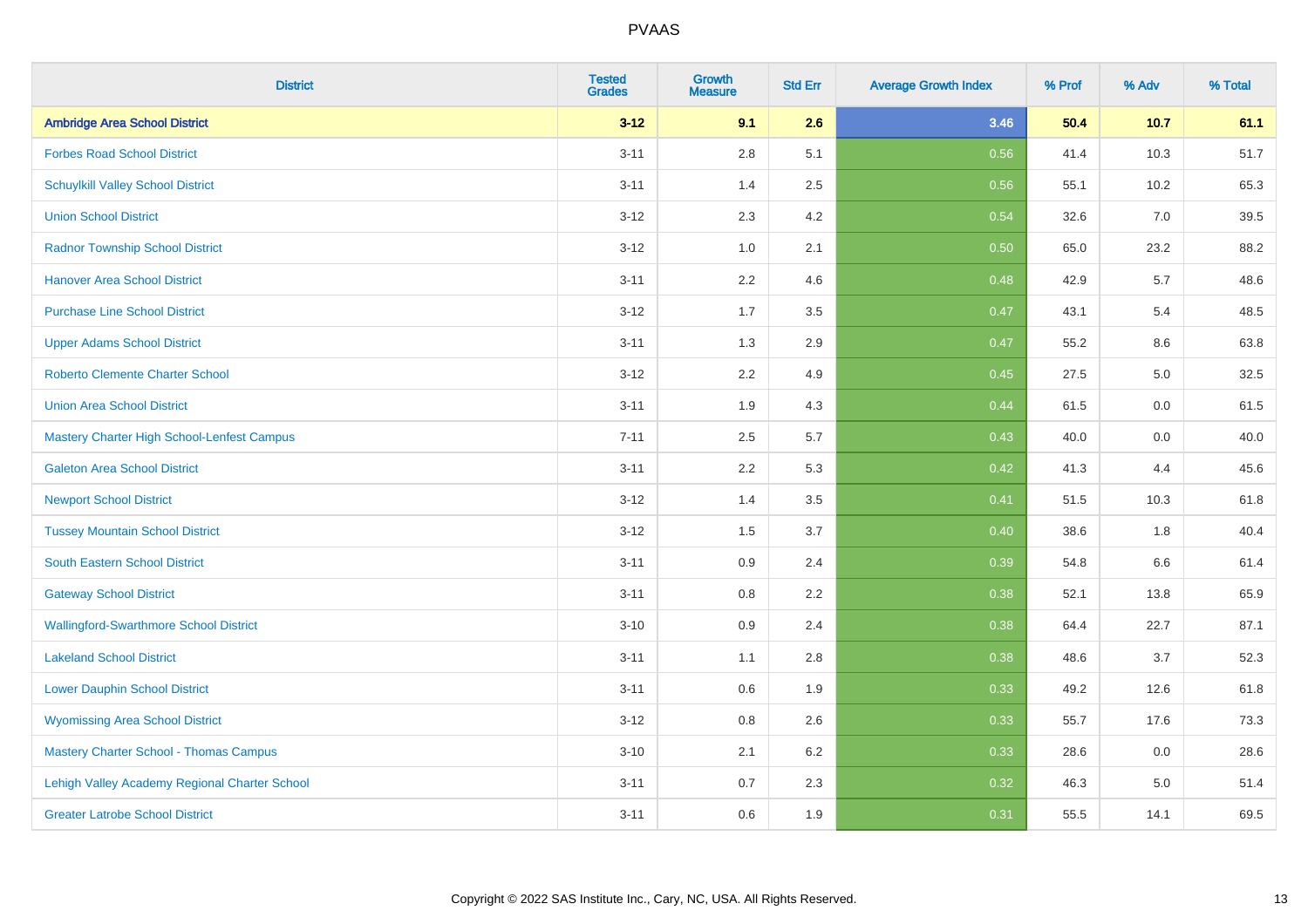PVAAS

| District | Tested Grades | Growth Measure | Std Err | Average Growth Index | % Prof | % Adv | % Total |
|---|---|---|---|---|---|---|---|
| **Ambridge Area School District** | **3-12** | **9.1** | **2.6** | **3.46** | **50.4** | **10.7** | **61.1** |
| Forbes Road School District | 3-11 | 2.8 | 5.1 | 0.56 | 41.4 | 10.3 | 51.7 |
| Schuylkill Valley School District | 3-11 | 1.4 | 2.5 | 0.56 | 55.1 | 10.2 | 65.3 |
| Union School District | 3-12 | 2.3 | 4.2 | 0.54 | 32.6 | 7.0 | 39.5 |
| Radnor Township School District | 3-12 | 1.0 | 2.1 | 0.50 | 65.0 | 23.2 | 88.2 |
| Hanover Area School District | 3-11 | 2.2 | 4.6 | 0.48 | 42.9 | 5.7 | 48.6 |
| Purchase Line School District | 3-12 | 1.7 | 3.5 | 0.47 | 43.1 | 5.4 | 48.5 |
| Upper Adams School District | 3-11 | 1.3 | 2.9 | 0.47 | 55.2 | 8.6 | 63.8 |
| Roberto Clemente Charter School | 3-12 | 2.2 | 4.9 | 0.45 | 27.5 | 5.0 | 32.5 |
| Union Area School District | 3-11 | 1.9 | 4.3 | 0.44 | 61.5 | 0.0 | 61.5 |
| Mastery Charter High School-Lenfest Campus | 7-11 | 2.5 | 5.7 | 0.43 | 40.0 | 0.0 | 40.0 |
| Galeton Area School District | 3-11 | 2.2 | 5.3 | 0.42 | 41.3 | 4.4 | 45.6 |
| Newport School District | 3-12 | 1.4 | 3.5 | 0.41 | 51.5 | 10.3 | 61.8 |
| Tussey Mountain School District | 3-12 | 1.5 | 3.7 | 0.40 | 38.6 | 1.8 | 40.4 |
| South Eastern School District | 3-11 | 0.9 | 2.4 | 0.39 | 54.8 | 6.6 | 61.4 |
| Gateway School District | 3-11 | 0.8 | 2.2 | 0.38 | 52.1 | 13.8 | 65.9 |
| Wallingford-Swarthmore School District | 3-10 | 0.9 | 2.4 | 0.38 | 64.4 | 22.7 | 87.1 |
| Lakeland School District | 3-11 | 1.1 | 2.8 | 0.38 | 48.6 | 3.7 | 52.3 |
| Lower Dauphin School District | 3-11 | 0.6 | 1.9 | 0.33 | 49.2 | 12.6 | 61.8 |
| Wyomissing Area School District | 3-12 | 0.8 | 2.6 | 0.33 | 55.7 | 17.6 | 73.3 |
| Mastery Charter School - Thomas Campus | 3-10 | 2.1 | 6.2 | 0.33 | 28.6 | 0.0 | 28.6 |
| Lehigh Valley Academy Regional Charter School | 3-11 | 0.7 | 2.3 | 0.32 | 46.3 | 5.0 | 51.4 |
| Greater Latrobe School District | 3-11 | 0.6 | 1.9 | 0.31 | 55.5 | 14.1 | 69.5 |

Copyright © 2022 SAS Institute Inc., Cary, NC, USA. All Rights Reserved.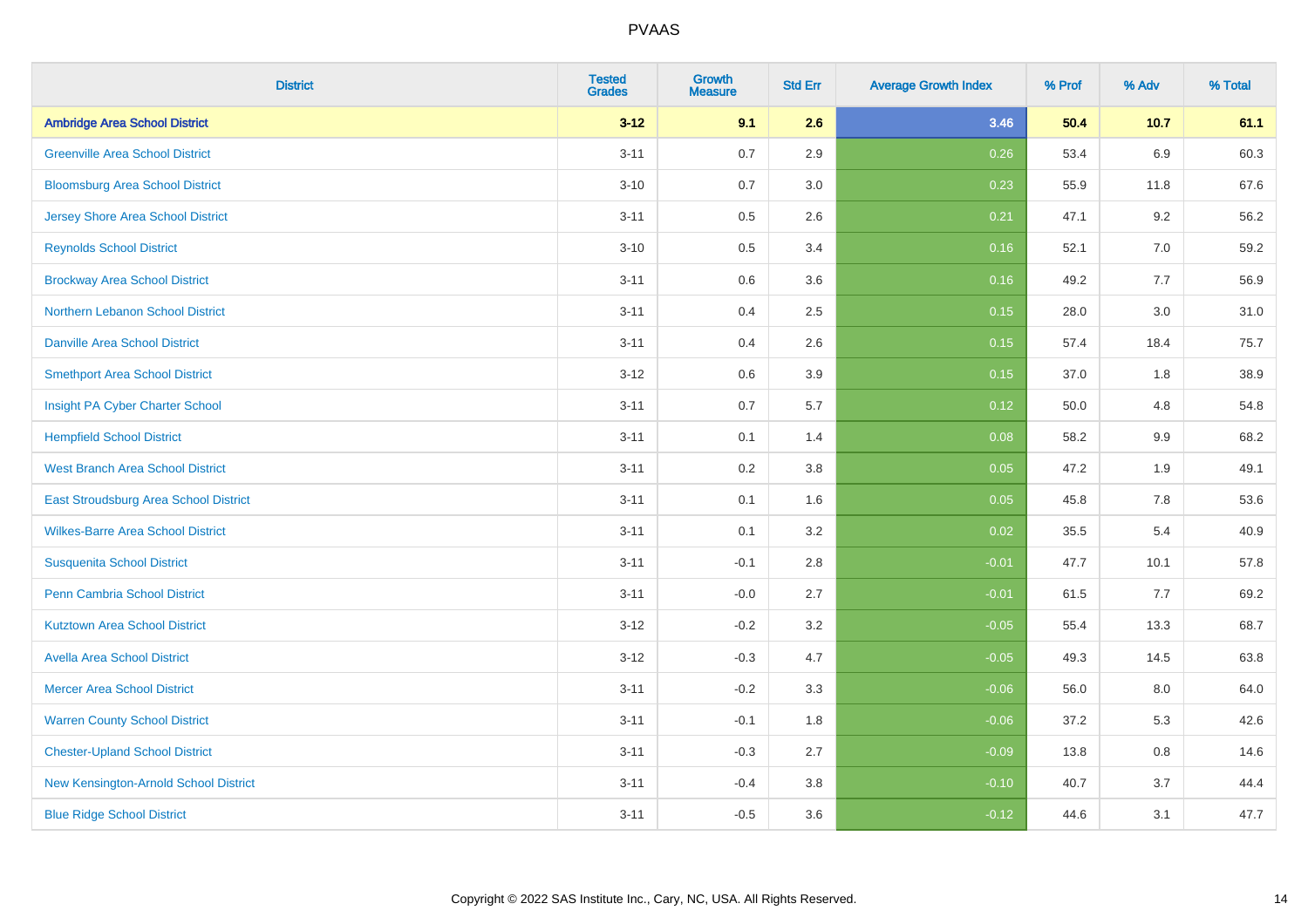| District | Tested Grades | Growth Measure | Std Err | Average Growth Index | % Prof | % Adv | % Total |
|---|---|---|---|---|---|---|---|
| **Ambridge Area School District** | **3-12** | **9.1** | **2.6** | **3.46** | **50.4** | **10.7** | **61.1** |
| Greenville Area School District | 3-11 | 0.7 | 2.9 | 0.26 | 53.4 | 6.9 | 60.3 |
| Bloomsburg Area School District | 3-10 | 0.7 | 3.0 | 0.23 | 55.9 | 11.8 | 67.6 |
| Jersey Shore Area School District | 3-11 | 0.5 | 2.6 | 0.21 | 47.1 | 9.2 | 56.2 |
| Reynolds School District | 3-10 | 0.5 | 3.4 | 0.16 | 52.1 | 7.0 | 59.2 |
| Brockway Area School District | 3-11 | 0.6 | 3.6 | 0.16 | 49.2 | 7.7 | 56.9 |
| Northern Lebanon School District | 3-11 | 0.4 | 2.5 | 0.15 | 28.0 | 3.0 | 31.0 |
| Danville Area School District | 3-11 | 0.4 | 2.6 | 0.15 | 57.4 | 18.4 | 75.7 |
| Smethport Area School District | 3-12 | 0.6 | 3.9 | 0.15 | 37.0 | 1.8 | 38.9 |
| Insight PA Cyber Charter School | 3-11 | 0.7 | 5.7 | 0.12 | 50.0 | 4.8 | 54.8 |
| Hempfield School District | 3-11 | 0.1 | 1.4 | 0.08 | 58.2 | 9.9 | 68.2 |
| West Branch Area School District | 3-11 | 0.2 | 3.8 | 0.05 | 47.2 | 1.9 | 49.1 |
| East Stroudsburg Area School District | 3-11 | 0.1 | 1.6 | 0.05 | 45.8 | 7.8 | 53.6 |
| Wilkes-Barre Area School District | 3-11 | 0.1 | 3.2 | 0.02 | 35.5 | 5.4 | 40.9 |
| Susquenita School District | 3-11 | -0.1 | 2.8 | -0.01 | 47.7 | 10.1 | 57.8 |
| Penn Cambria School District | 3-11 | -0.0 | 2.7 | -0.01 | 61.5 | 7.7 | 69.2 |
| Kutztown Area School District | 3-12 | -0.2 | 3.2 | -0.05 | 55.4 | 13.3 | 68.7 |
| Avella Area School District | 3-12 | -0.3 | 4.7 | -0.05 | 49.3 | 14.5 | 63.8 |
| Mercer Area School District | 3-11 | -0.2 | 3.3 | -0.06 | 56.0 | 8.0 | 64.0 |
| Warren County School District | 3-11 | -0.1 | 1.8 | -0.06 | 37.2 | 5.3 | 42.6 |
| Chester-Upland School District | 3-11 | -0.3 | 2.7 | -0.09 | 13.8 | 0.8 | 14.6 |
| New Kensington-Arnold School District | 3-11 | -0.4 | 3.8 | -0.10 | 40.7 | 3.7 | 44.4 |
| Blue Ridge School District | 3-11 | -0.5 | 3.6 | -0.12 | 44.6 | 3.1 | 47.7 |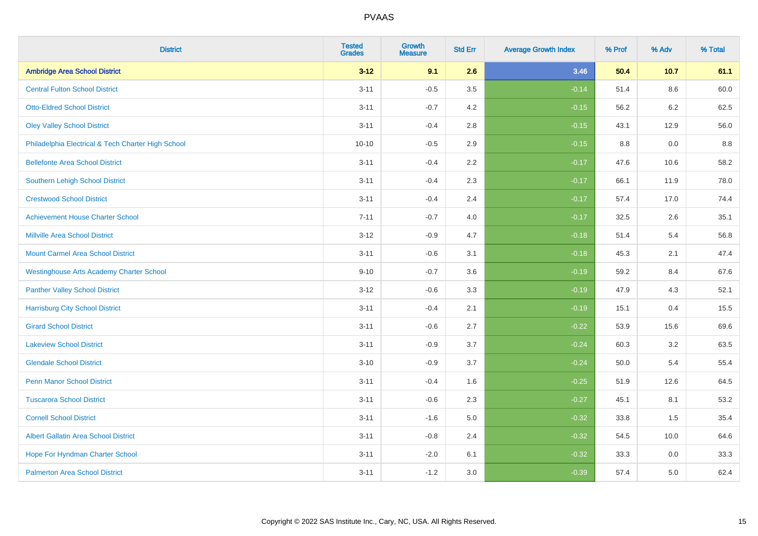# PVAAS

| District | Tested Grades | Growth Measure | Std Err | Average Growth Index | % Prof | % Adv | % Total |
|---|---|---|---|---|---|---|---|
| **Ambridge Area School District** | **3-12** | **9.1** | **2.6** | **3.46** | **50.4** | **10.7** | **61.1** |
| Central Fulton School District | 3-11 | -0.5 | 3.5 | -0.14 | 51.4 | 8.6 | 60.0 |
| Otto-Eldred School District | 3-11 | -0.7 | 4.2 | -0.15 | 56.2 | 6.2 | 62.5 |
| Oley Valley School District | 3-11 | -0.4 | 2.8 | -0.15 | 43.1 | 12.9 | 56.0 |
| Philadelphia Electrical & Tech Charter High School | 10-10 | -0.5 | 2.9 | -0.15 | 8.8 | 0.0 | 8.8 |
| Bellefonte Area School District | 3-11 | -0.4 | 2.2 | -0.17 | 47.6 | 10.6 | 58.2 |
| Southern Lehigh School District | 3-11 | -0.4 | 2.3 | -0.17 | 66.1 | 11.9 | 78.0 |
| Crestwood School District | 3-11 | -0.4 | 2.4 | -0.17 | 57.4 | 17.0 | 74.4 |
| Achievement House Charter School | 7-11 | -0.7 | 4.0 | -0.17 | 32.5 | 2.6 | 35.1 |
| Millville Area School District | 3-12 | -0.9 | 4.7 | -0.18 | 51.4 | 5.4 | 56.8 |
| Mount Carmel Area School District | 3-11 | -0.6 | 3.1 | -0.18 | 45.3 | 2.1 | 47.4 |
| Westinghouse Arts Academy Charter School | 9-10 | -0.7 | 3.6 | -0.19 | 59.2 | 8.4 | 67.6 |
| Panther Valley School District | 3-12 | -0.6 | 3.3 | -0.19 | 47.9 | 4.3 | 52.1 |
| Harrisburg City School District | 3-11 | -0.4 | 2.1 | -0.19 | 15.1 | 0.4 | 15.5 |
| Girard School District | 3-11 | -0.6 | 2.7 | -0.22 | 53.9 | 15.6 | 69.6 |
| Lakeview School District | 3-11 | -0.9 | 3.7 | -0.24 | 60.3 | 3.2 | 63.5 |
| Glendale School District | 3-10 | -0.9 | 3.7 | -0.24 | 50.0 | 5.4 | 55.4 |
| Penn Manor School District | 3-11 | -0.4 | 1.6 | -0.25 | 51.9 | 12.6 | 64.5 |
| Tuscarora School District | 3-11 | -0.6 | 2.3 | -0.27 | 45.1 | 8.1 | 53.2 |
| Cornell School District | 3-11 | -1.6 | 5.0 | -0.32 | 33.8 | 1.5 | 35.4 |
| Albert Gallatin Area School District | 3-11 | -0.8 | 2.4 | -0.32 | 54.5 | 10.0 | 64.6 |
| Hope For Hyndman Charter School | 3-11 | -2.0 | 6.1 | -0.32 | 33.3 | 0.0 | 33.3 |
| Palmerton Area School District | 3-11 | -1.2 | 3.0 | -0.39 | 57.4 | 5.0 | 62.4 |

Copyright © 2022 SAS Institute Inc., Cary, NC, USA. All Rights Reserved.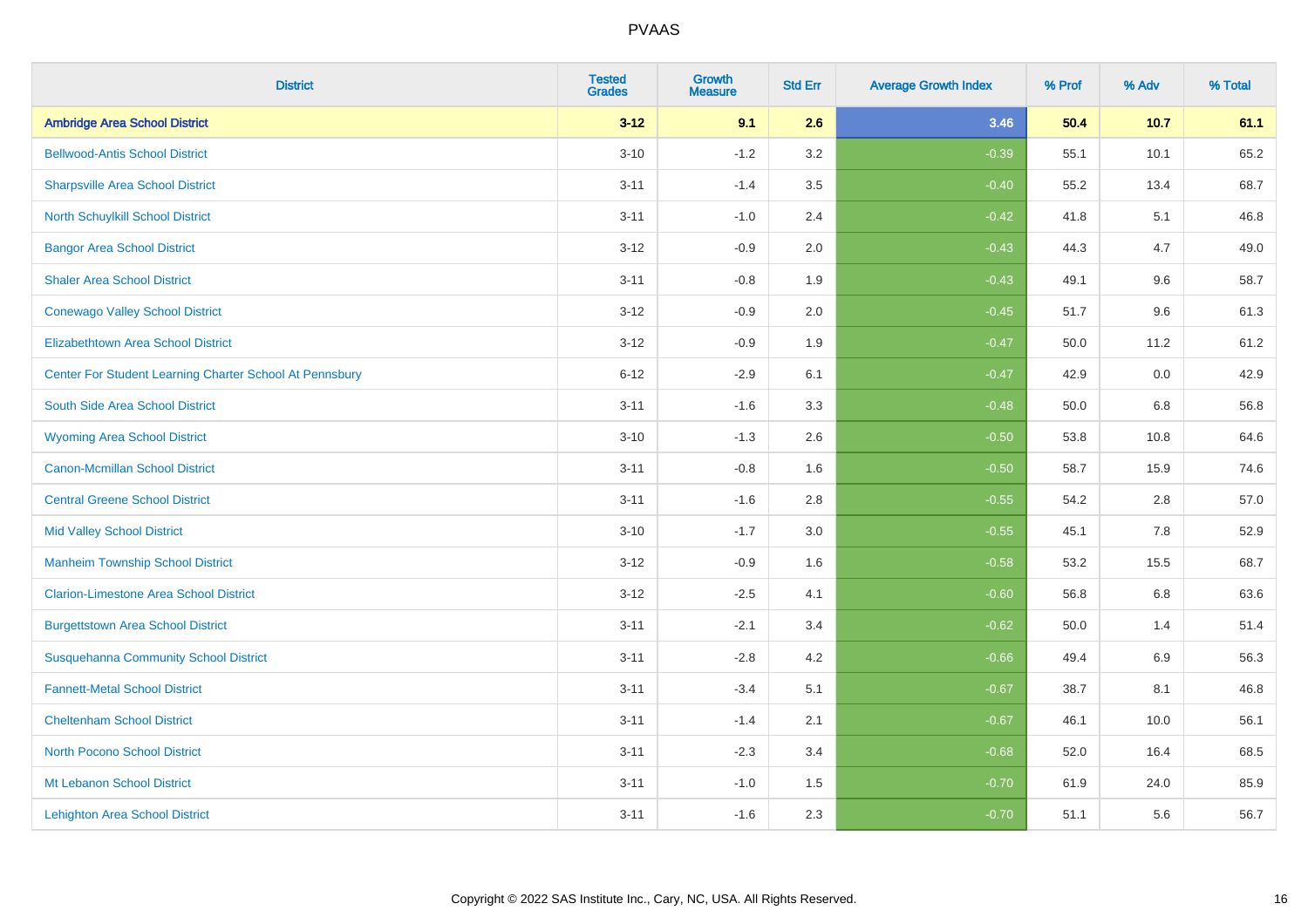# PVAAS

| District | Tested Grades | Growth Measure | Std Err | Average Growth Index | % Prof | % Adv | % Total |
|---|---|---|---|---|---|---|---|
| **Ambridge Area School District** | **3-12** | **9.1** | **2.6** | **3.46** | **50.4** | **10.7** | **61.1** |
| Bellwood-Antis School District | 3-10 | -1.2 | 3.2 | -0.39 | 55.1 | 10.1 | 65.2 |
| Sharpsville Area School District | 3-11 | -1.4 | 3.5 | -0.40 | 55.2 | 13.4 | 68.7 |
| North Schuylkill School District | 3-11 | -1.0 | 2.4 | -0.42 | 41.8 | 5.1 | 46.8 |
| Bangor Area School District | 3-12 | -0.9 | 2.0 | -0.43 | 44.3 | 4.7 | 49.0 |
| Shaler Area School District | 3-11 | -0.8 | 1.9 | -0.43 | 49.1 | 9.6 | 58.7 |
| Conewago Valley School District | 3-12 | -0.9 | 2.0 | -0.45 | 51.7 | 9.6 | 61.3 |
| Elizabethtown Area School District | 3-12 | -0.9 | 1.9 | -0.47 | 50.0 | 11.2 | 61.2 |
| Center For Student Learning Charter School At Pennsbury | 6-12 | -2.9 | 6.1 | -0.47 | 42.9 | 0.0 | 42.9 |
| South Side Area School District | 3-11 | -1.6 | 3.3 | -0.48 | 50.0 | 6.8 | 56.8 |
| Wyoming Area School District | 3-10 | -1.3 | 2.6 | -0.50 | 53.8 | 10.8 | 64.6 |
| Canon-Mcmillan School District | 3-11 | -0.8 | 1.6 | -0.50 | 58.7 | 15.9 | 74.6 |
| Central Greene School District | 3-11 | -1.6 | 2.8 | -0.55 | 54.2 | 2.8 | 57.0 |
| Mid Valley School District | 3-10 | -1.7 | 3.0 | -0.55 | 45.1 | 7.8 | 52.9 |
| Manheim Township School District | 3-12 | -0.9 | 1.6 | -0.58 | 53.2 | 15.5 | 68.7 |
| Clarion-Limestone Area School District | 3-12 | -2.5 | 4.1 | -0.60 | 56.8 | 6.8 | 63.6 |
| Burgettstown Area School District | 3-11 | -2.1 | 3.4 | -0.62 | 50.0 | 1.4 | 51.4 |
| Susquehanna Community School District | 3-11 | -2.8 | 4.2 | -0.66 | 49.4 | 6.9 | 56.3 |
| Fannett-Metal School District | 3-11 | -3.4 | 5.1 | -0.67 | 38.7 | 8.1 | 46.8 |
| Cheltenham School District | 3-11 | -1.4 | 2.1 | -0.67 | 46.1 | 10.0 | 56.1 |
| North Pocono School District | 3-11 | -2.3 | 3.4 | -0.68 | 52.0 | 16.4 | 68.5 |
| Mt Lebanon School District | 3-11 | -1.0 | 1.5 | -0.70 | 61.9 | 24.0 | 85.9 |
| Lehighton Area School District | 3-11 | -1.6 | 2.3 | -0.70 | 51.1 | 5.6 | 56.7 |

Copyright © 2022 SAS Institute Inc., Cary, NC, USA. All Rights Reserved.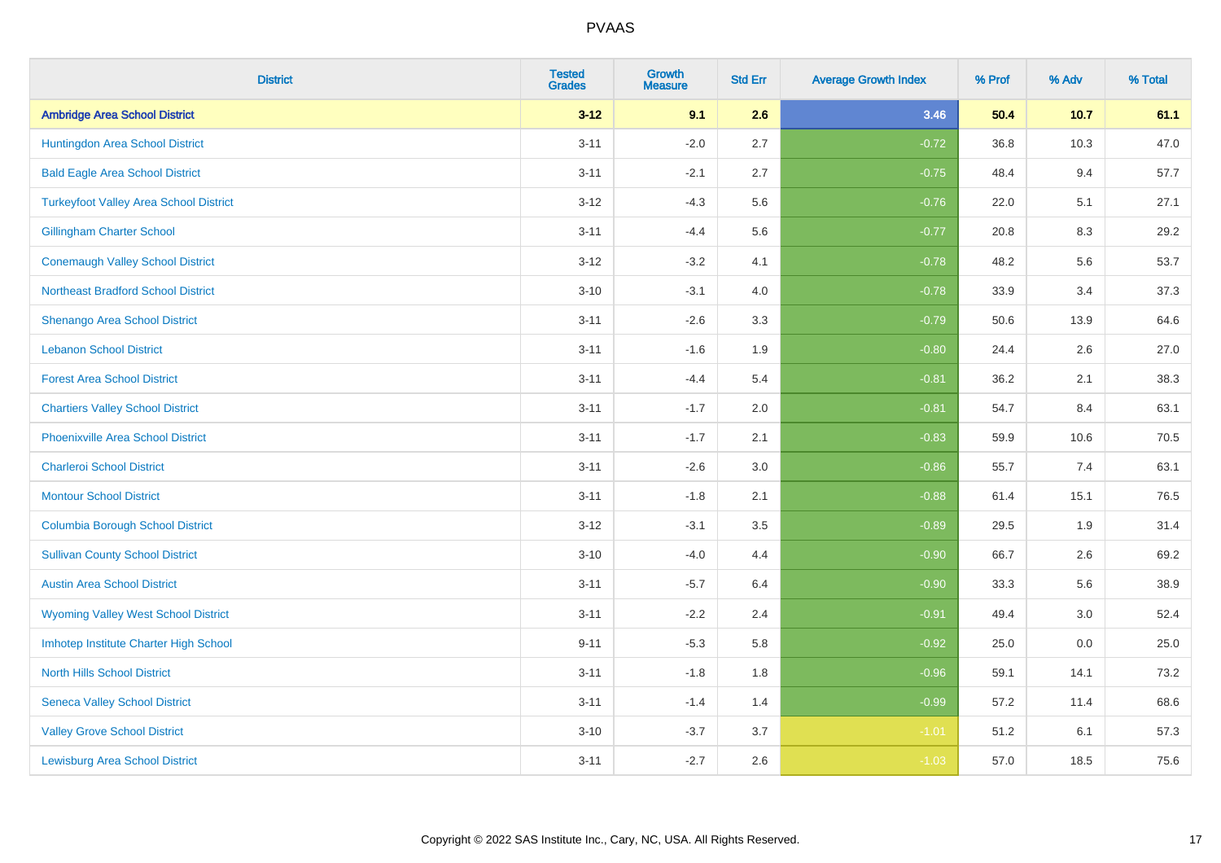| District | Tested Grades | Growth Measure | Std Err | Average Growth Index | % Prof | % Adv | % Total |
|---|---|---|---|---|---|---|---|
| **Ambridge Area School District** | **3-12** | **9.1** | **2.6** | **3.46** | **50.4** | **10.7** | **61.1** |
| Huntingdon Area School District | 3-11 | -2.0 | 2.7 | -0.72 | 36.8 | 10.3 | 47.0 |
| Bald Eagle Area School District | 3-11 | -2.1 | 2.7 | -0.75 | 48.4 | 9.4 | 57.7 |
| Turkeyfoot Valley Area School District | 3-12 | -4.3 | 5.6 | -0.76 | 22.0 | 5.1 | 27.1 |
| Gillingham Charter School | 3-11 | -4.4 | 5.6 | -0.77 | 20.8 | 8.3 | 29.2 |
| Conemaugh Valley School District | 3-12 | -3.2 | 4.1 | -0.78 | 48.2 | 5.6 | 53.7 |
| Northeast Bradford School District | 3-10 | -3.1 | 4.0 | -0.78 | 33.9 | 3.4 | 37.3 |
| Shenango Area School District | 3-11 | -2.6 | 3.3 | -0.79 | 50.6 | 13.9 | 64.6 |
| Lebanon School District | 3-11 | -1.6 | 1.9 | -0.80 | 24.4 | 2.6 | 27.0 |
| Forest Area School District | 3-11 | -4.4 | 5.4 | -0.81 | 36.2 | 2.1 | 38.3 |
| Chartiers Valley School District | 3-11 | -1.7 | 2.0 | -0.81 | 54.7 | 8.4 | 63.1 |
| Phoenixville Area School District | 3-11 | -1.7 | 2.1 | -0.83 | 59.9 | 10.6 | 70.5 |
| Charleroi School District | 3-11 | -2.6 | 3.0 | -0.86 | 55.7 | 7.4 | 63.1 |
| Montour School District | 3-11 | -1.8 | 2.1 | -0.88 | 61.4 | 15.1 | 76.5 |
| Columbia Borough School District | 3-12 | -3.1 | 3.5 | -0.89 | 29.5 | 1.9 | 31.4 |
| Sullivan County School District | 3-10 | -4.0 | 4.4 | -0.90 | 66.7 | 2.6 | 69.2 |
| Austin Area School District | 3-11 | -5.7 | 6.4 | -0.90 | 33.3 | 5.6 | 38.9 |
| Wyoming Valley West School District | 3-11 | -2.2 | 2.4 | -0.91 | 49.4 | 3.0 | 52.4 |
| Imhotep Institute Charter High School | 9-11 | -5.3 | 5.8 | -0.92 | 25.0 | 0.0 | 25.0 |
| North Hills School District | 3-11 | -1.8 | 1.8 | -0.96 | 59.1 | 14.1 | 73.2 |
| Seneca Valley School District | 3-11 | -1.4 | 1.4 | -0.99 | 57.2 | 11.4 | 68.6 |
| Valley Grove School District | 3-10 | -3.7 | 3.7 | -1.01 | 51.2 | 6.1 | 57.3 |
| Lewisburg Area School District | 3-11 | -2.7 | 2.6 | -1.03 | 57.0 | 18.5 | 75.6 |

Copyright © 2022 SAS Institute Inc., Cary, NC, USA. All Rights Reserved.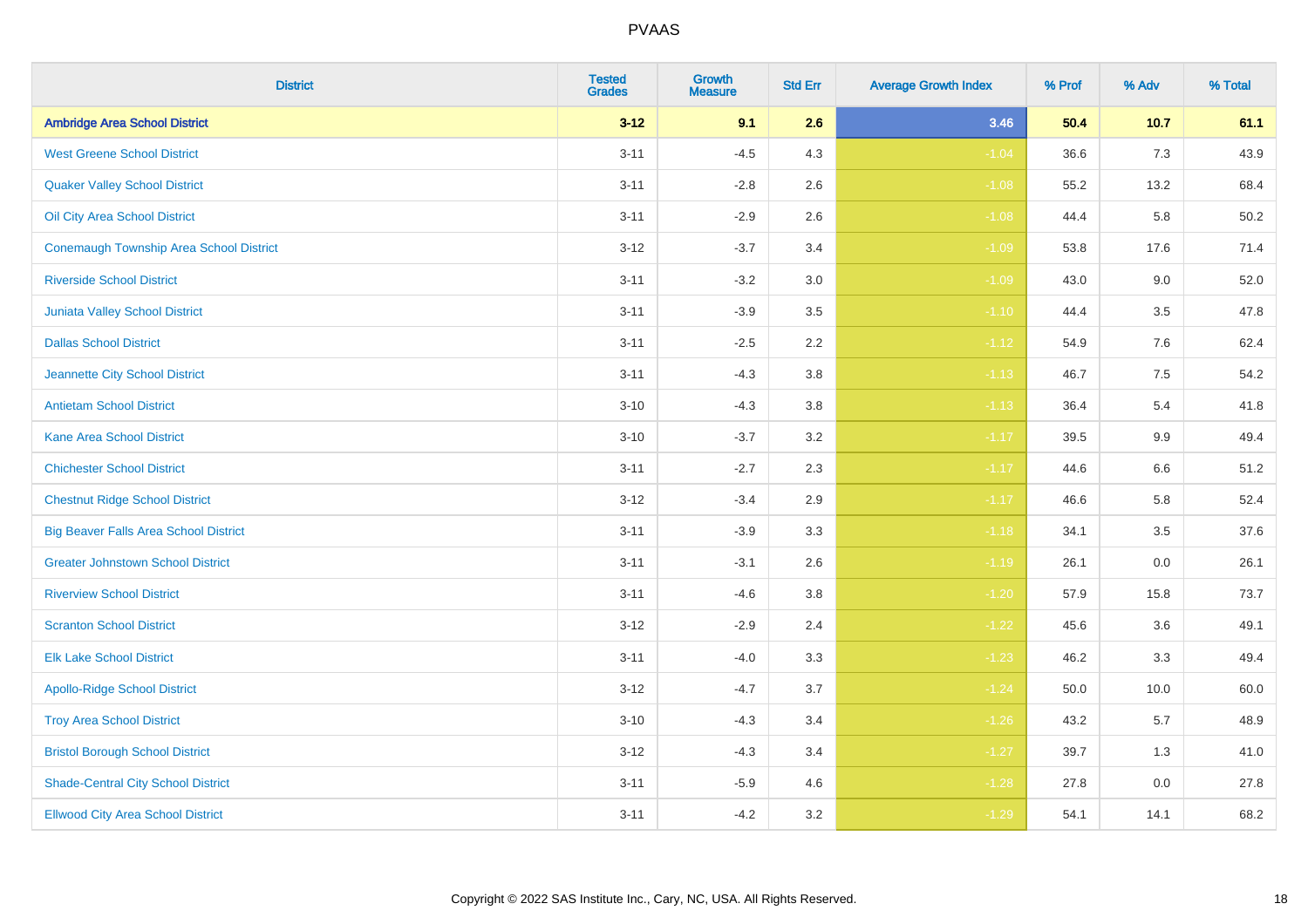# PVAAS

| District | Tested Grades | Growth Measure | Std Err | Average Growth Index | % Prof | % Adv | % Total |
|---|---|---|---|---|---|---|---|
| **Ambridge Area School District** | **3-12** | **9.1** | **2.6** | **3.46** | **50.4** | **10.7** | **61.1** |
| West Greene School District | 3-11 | -4.5 | 4.3 | -1.04 | 36.6 | 7.3 | 43.9 |
| Quaker Valley School District | 3-11 | -2.8 | 2.6 | -1.08 | 55.2 | 13.2 | 68.4 |
| Oil City Area School District | 3-11 | -2.9 | 2.6 | -1.08 | 44.4 | 5.8 | 50.2 |
| Conemaugh Township Area School District | 3-12 | -3.7 | 3.4 | -1.09 | 53.8 | 17.6 | 71.4 |
| Riverside School District | 3-11 | -3.2 | 3.0 | -1.09 | 43.0 | 9.0 | 52.0 |
| Juniata Valley School District | 3-11 | -3.9 | 3.5 | -1.10 | 44.4 | 3.5 | 47.8 |
| Dallas School District | 3-11 | -2.5 | 2.2 | -1.12 | 54.9 | 7.6 | 62.4 |
| Jeannette City School District | 3-11 | -4.3 | 3.8 | -1.13 | 46.7 | 7.5 | 54.2 |
| Antietam School District | 3-10 | -4.3 | 3.8 | -1.13 | 36.4 | 5.4 | 41.8 |
| Kane Area School District | 3-10 | -3.7 | 3.2 | -1.17 | 39.5 | 9.9 | 49.4 |
| Chichester School District | 3-11 | -2.7 | 2.3 | -1.17 | 44.6 | 6.6 | 51.2 |
| Chestnut Ridge School District | 3-12 | -3.4 | 2.9 | -1.17 | 46.6 | 5.8 | 52.4 |
| Big Beaver Falls Area School District | 3-11 | -3.9 | 3.3 | -1.18 | 34.1 | 3.5 | 37.6 |
| Greater Johnstown School District | 3-11 | -3.1 | 2.6 | -1.19 | 26.1 | 0.0 | 26.1 |
| Riverview School District | 3-11 | -4.6 | 3.8 | -1.20 | 57.9 | 15.8 | 73.7 |
| Scranton School District | 3-12 | -2.9 | 2.4 | -1.22 | 45.6 | 3.6 | 49.1 |
| Elk Lake School District | 3-11 | -4.0 | 3.3 | -1.23 | 46.2 | 3.3 | 49.4 |
| Apollo-Ridge School District | 3-12 | -4.7 | 3.7 | -1.24 | 50.0 | 10.0 | 60.0 |
| Troy Area School District | 3-10 | -4.3 | 3.4 | -1.26 | 43.2 | 5.7 | 48.9 |
| Bristol Borough School District | 3-12 | -4.3 | 3.4 | -1.27 | 39.7 | 1.3 | 41.0 |
| Shade-Central City School District | 3-11 | -5.9 | 4.6 | -1.28 | 27.8 | 0.0 | 27.8 |
| Ellwood City Area School District | 3-11 | -4.2 | 3.2 | -1.29 | 54.1 | 14.1 | 68.2 |

Copyright © 2022 SAS Institute Inc., Cary, NC, USA. All Rights Reserved.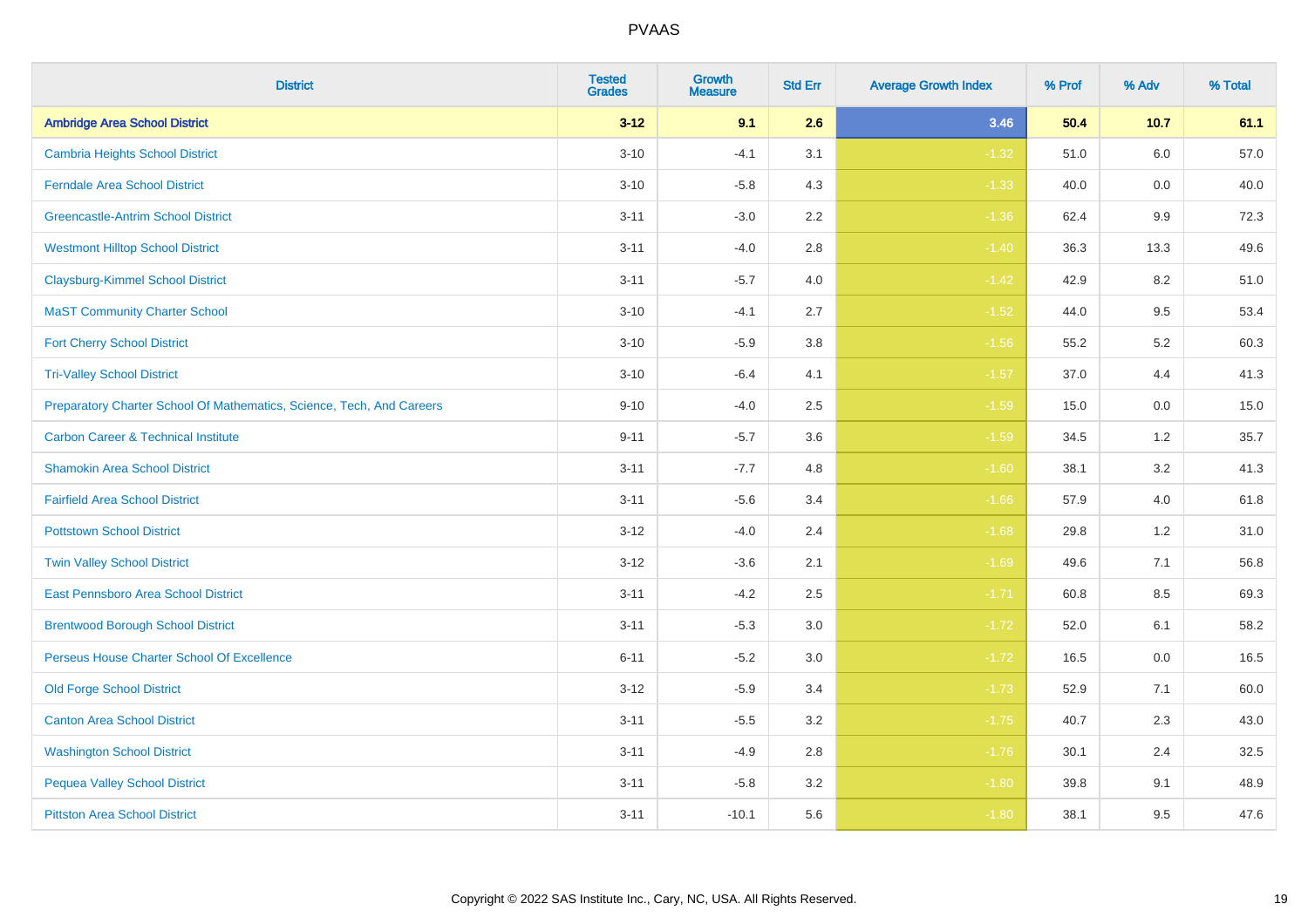| District | Tested Grades | Growth Measure | Std Err | Average Growth Index | % Prof | % Adv | % Total |
|---|---|---|---|---|---|---|---|
| **Ambridge Area School District** | **3-12** | **9.1** | **2.6** | **3.46** | **50.4** | **10.7** | **61.1** |
| Cambria Heights School District | 3-10 | -4.1 | 3.1 | -1.32 | 51.0 | 6.0 | 57.0 |
| Ferndale Area School District | 3-10 | -5.8 | 4.3 | -1.33 | 40.0 | 0.0 | 40.0 |
| Greencastle-Antrim School District | 3-11 | -3.0 | 2.2 | -1.36 | 62.4 | 9.9 | 72.3 |
| Westmont Hilltop School District | 3-11 | -4.0 | 2.8 | -1.40 | 36.3 | 13.3 | 49.6 |
| Claysburg-Kimmel School District | 3-11 | -5.7 | 4.0 | -1.42 | 42.9 | 8.2 | 51.0 |
| MaST Community Charter School | 3-10 | -4.1 | 2.7 | -1.52 | 44.0 | 9.5 | 53.4 |
| Fort Cherry School District | 3-10 | -5.9 | 3.8 | -1.56 | 55.2 | 5.2 | 60.3 |
| Tri-Valley School District | 3-10 | -6.4 | 4.1 | -1.57 | 37.0 | 4.4 | 41.3 |
| Preparatory Charter School Of Mathematics, Science, Tech, And Careers | 9-10 | -4.0 | 2.5 | -1.59 | 15.0 | 0.0 | 15.0 |
| Carbon Career & Technical Institute | 9-11 | -5.7 | 3.6 | -1.59 | 34.5 | 1.2 | 35.7 |
| Shamokin Area School District | 3-11 | -7.7 | 4.8 | -1.60 | 38.1 | 3.2 | 41.3 |
| Fairfield Area School District | 3-11 | -5.6 | 3.4 | -1.66 | 57.9 | 4.0 | 61.8 |
| Pottstown School District | 3-12 | -4.0 | 2.4 | -1.68 | 29.8 | 1.2 | 31.0 |
| Twin Valley School District | 3-12 | -3.6 | 2.1 | -1.69 | 49.6 | 7.1 | 56.8 |
| East Pennsboro Area School District | 3-11 | -4.2 | 2.5 | -1.71 | 60.8 | 8.5 | 69.3 |
| Brentwood Borough School District | 3-11 | -5.3 | 3.0 | -1.72 | 52.0 | 6.1 | 58.2 |
| Perseus House Charter School Of Excellence | 6-11 | -5.2 | 3.0 | -1.72 | 16.5 | 0.0 | 16.5 |
| Old Forge School District | 3-12 | -5.9 | 3.4 | -1.73 | 52.9 | 7.1 | 60.0 |
| Canton Area School District | 3-11 | -5.5 | 3.2 | -1.75 | 40.7 | 2.3 | 43.0 |
| Washington School District | 3-11 | -4.9 | 2.8 | -1.76 | 30.1 | 2.4 | 32.5 |
| Pequea Valley School District | 3-11 | -5.8 | 3.2 | -1.80 | 39.8 | 9.1 | 48.9 |
| Pittston Area School District | 3-11 | -10.1 | 5.6 | -1.80 | 38.1 | 9.5 | 47.6 |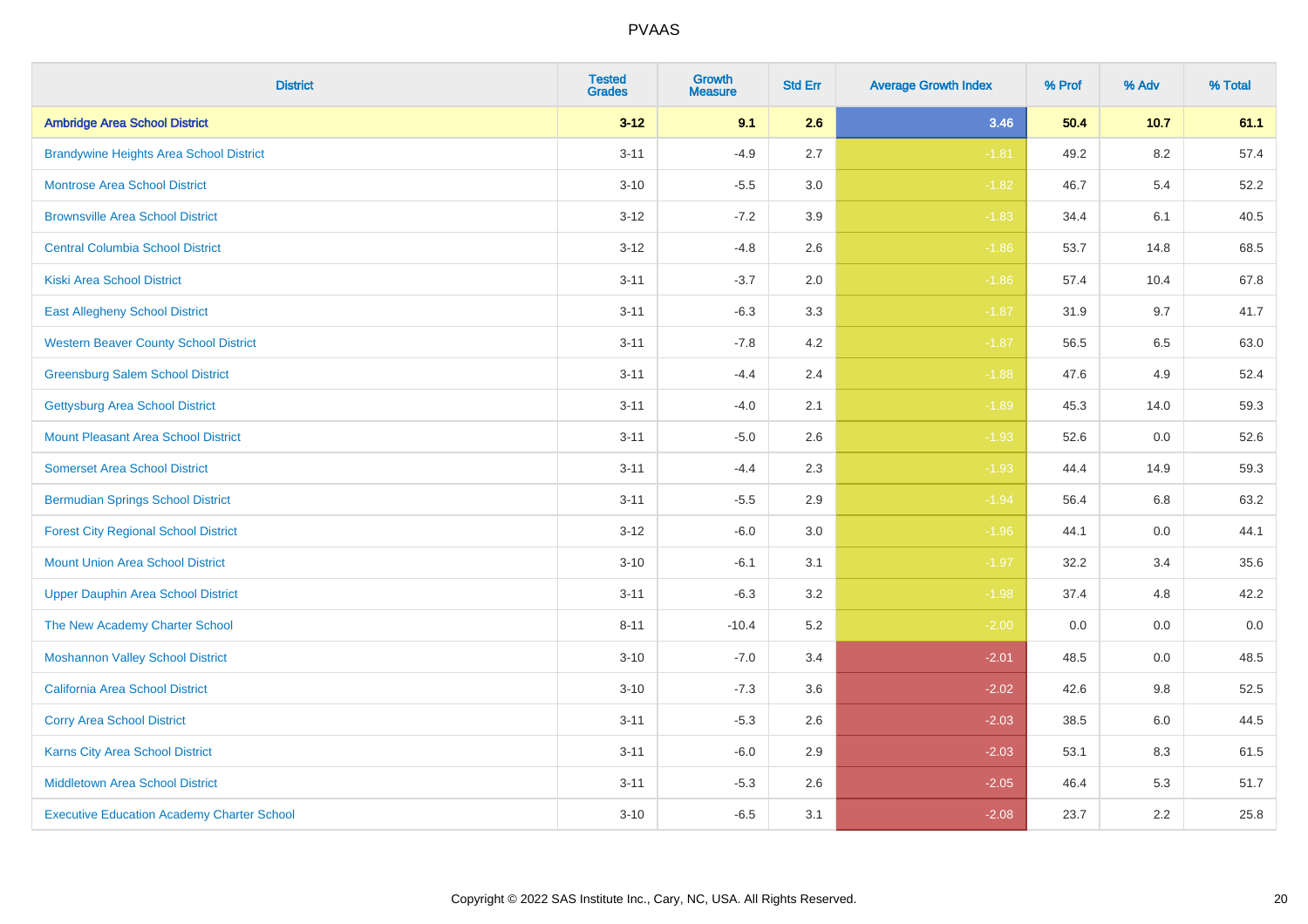# PVAAS

| District | Tested Grades | Growth Measure | Std Err | Average Growth Index | % Prof | % Adv | % Total |
|---|---|---|---|---|---|---|---|
| **Ambridge Area School District** | **3-12** | **9.1** | **2.6** | **3.46** | **50.4** | **10.7** | **61.1** |
| Brandywine Heights Area School District | 3-11 | -4.9 | 2.7 | -1.81 | 49.2 | 8.2 | 57.4 |
| Montrose Area School District | 3-10 | -5.5 | 3.0 | -1.82 | 46.7 | 5.4 | 52.2 |
| Brownsville Area School District | 3-12 | -7.2 | 3.9 | -1.83 | 34.4 | 6.1 | 40.5 |
| Central Columbia School District | 3-12 | -4.8 | 2.6 | -1.86 | 53.7 | 14.8 | 68.5 |
| Kiski Area School District | 3-11 | -3.7 | 2.0 | -1.86 | 57.4 | 10.4 | 67.8 |
| East Allegheny School District | 3-11 | -6.3 | 3.3 | -1.87 | 31.9 | 9.7 | 41.7 |
| Western Beaver County School District | 3-11 | -7.8 | 4.2 | -1.87 | 56.5 | 6.5 | 63.0 |
| Greensburg Salem School District | 3-11 | -4.4 | 2.4 | -1.88 | 47.6 | 4.9 | 52.4 |
| Gettysburg Area School District | 3-11 | -4.0 | 2.1 | -1.89 | 45.3 | 14.0 | 59.3 |
| Mount Pleasant Area School District | 3-11 | -5.0 | 2.6 | -1.93 | 52.6 | 0.0 | 52.6 |
| Somerset Area School District | 3-11 | -4.4 | 2.3 | -1.93 | 44.4 | 14.9 | 59.3 |
| Bermudian Springs School District | 3-11 | -5.5 | 2.9 | -1.94 | 56.4 | 6.8 | 63.2 |
| Forest City Regional School District | 3-12 | -6.0 | 3.0 | -1.96 | 44.1 | 0.0 | 44.1 |
| Mount Union Area School District | 3-10 | -6.1 | 3.1 | -1.97 | 32.2 | 3.4 | 35.6 |
| Upper Dauphin Area School District | 3-11 | -6.3 | 3.2 | -1.98 | 37.4 | 4.8 | 42.2 |
| The New Academy Charter School | 8-11 | -10.4 | 5.2 | -2.00 | 0.0 | 0.0 | 0.0 |
| Moshannon Valley School District | 3-10 | -7.0 | 3.4 | -2.01 | 48.5 | 0.0 | 48.5 |
| California Area School District | 3-10 | -7.3 | 3.6 | -2.02 | 42.6 | 9.8 | 52.5 |
| Corry Area School District | 3-11 | -5.3 | 2.6 | -2.03 | 38.5 | 6.0 | 44.5 |
| Karns City Area School District | 3-11 | -6.0 | 2.9 | -2.03 | 53.1 | 8.3 | 61.5 |
| Middletown Area School District | 3-11 | -5.3 | 2.6 | -2.05 | 46.4 | 5.3 | 51.7 |
| Executive Education Academy Charter School | 3-10 | -6.5 | 3.1 | -2.08 | 23.7 | 2.2 | 25.8 |

Copyright © 2022 SAS Institute Inc., Cary, NC, USA. All Rights Reserved.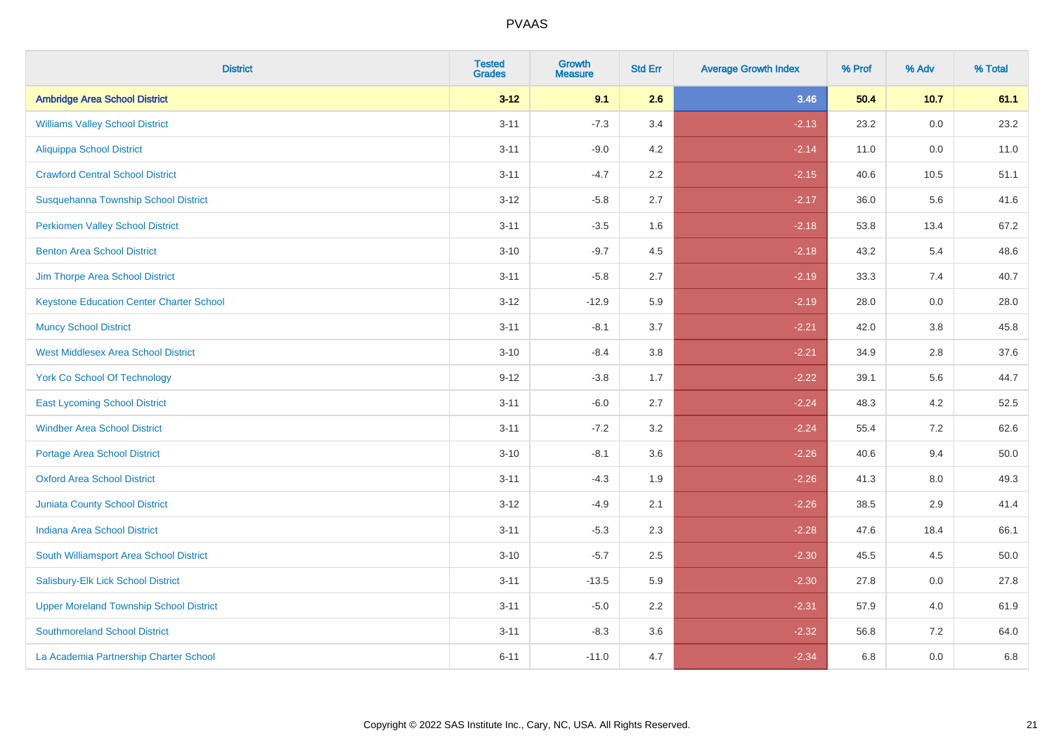| District | Tested Grades | Growth Measure | Std Err | Average Growth Index | % Prof | % Adv | % Total |
|---|---|---|---|---|---|---|---|
| **Ambridge Area School District** | **3-12** | **9.1** | **2.6** | **3.46** | **50.4** | **10.7** | **61.1** |
| Williams Valley School District | 3-11 | -7.3 | 3.4 | -2.13 | 23.2 | 0.0 | 23.2 |
| Aliquippa School District | 3-11 | -9.0 | 4.2 | -2.14 | 11.0 | 0.0 | 11.0 |
| Crawford Central School District | 3-11 | -4.7 | 2.2 | -2.15 | 40.6 | 10.5 | 51.1 |
| Susquehanna Township School District | 3-12 | -5.8 | 2.7 | -2.17 | 36.0 | 5.6 | 41.6 |
| Perkiomen Valley School District | 3-11 | -3.5 | 1.6 | -2.18 | 53.8 | 13.4 | 67.2 |
| Benton Area School District | 3-10 | -9.7 | 4.5 | -2.18 | 43.2 | 5.4 | 48.6 |
| Jim Thorpe Area School District | 3-11 | -5.8 | 2.7 | -2.19 | 33.3 | 7.4 | 40.7 |
| Keystone Education Center Charter School | 3-12 | -12.9 | 5.9 | -2.19 | 28.0 | 0.0 | 28.0 |
| Muncy School District | 3-11 | -8.1 | 3.7 | -2.21 | 42.0 | 3.8 | 45.8 |
| West Middlesex Area School District | 3-10 | -8.4 | 3.8 | -2.21 | 34.9 | 2.8 | 37.6 |
| York Co School Of Technology | 9-12 | -3.8 | 1.7 | -2.22 | 39.1 | 5.6 | 44.7 |
| East Lycoming School District | 3-11 | -6.0 | 2.7 | -2.24 | 48.3 | 4.2 | 52.5 |
| Windber Area School District | 3-11 | -7.2 | 3.2 | -2.24 | 55.4 | 7.2 | 62.6 |
| Portage Area School District | 3-10 | -8.1 | 3.6 | -2.26 | 40.6 | 9.4 | 50.0 |
| Oxford Area School District | 3-11 | -4.3 | 1.9 | -2.26 | 41.3 | 8.0 | 49.3 |
| Juniata County School District | 3-12 | -4.9 | 2.1 | -2.26 | 38.5 | 2.9 | 41.4 |
| Indiana Area School District | 3-11 | -5.3 | 2.3 | -2.28 | 47.6 | 18.4 | 66.1 |
| South Williamsport Area School District | 3-10 | -5.7 | 2.5 | -2.30 | 45.5 | 4.5 | 50.0 |
| Salisbury-Elk Lick School District | 3-11 | -13.5 | 5.9 | -2.30 | 27.8 | 0.0 | 27.8 |
| Upper Moreland Township School District | 3-11 | -5.0 | 2.2 | -2.31 | 57.9 | 4.0 | 61.9 |
| Southmoreland School District | 3-11 | -8.3 | 3.6 | -2.32 | 56.8 | 7.2 | 64.0 |
| La Academia Partnership Charter School | 6-11 | -11.0 | 4.7 | -2.34 | 6.8 | 0.0 | 6.8 |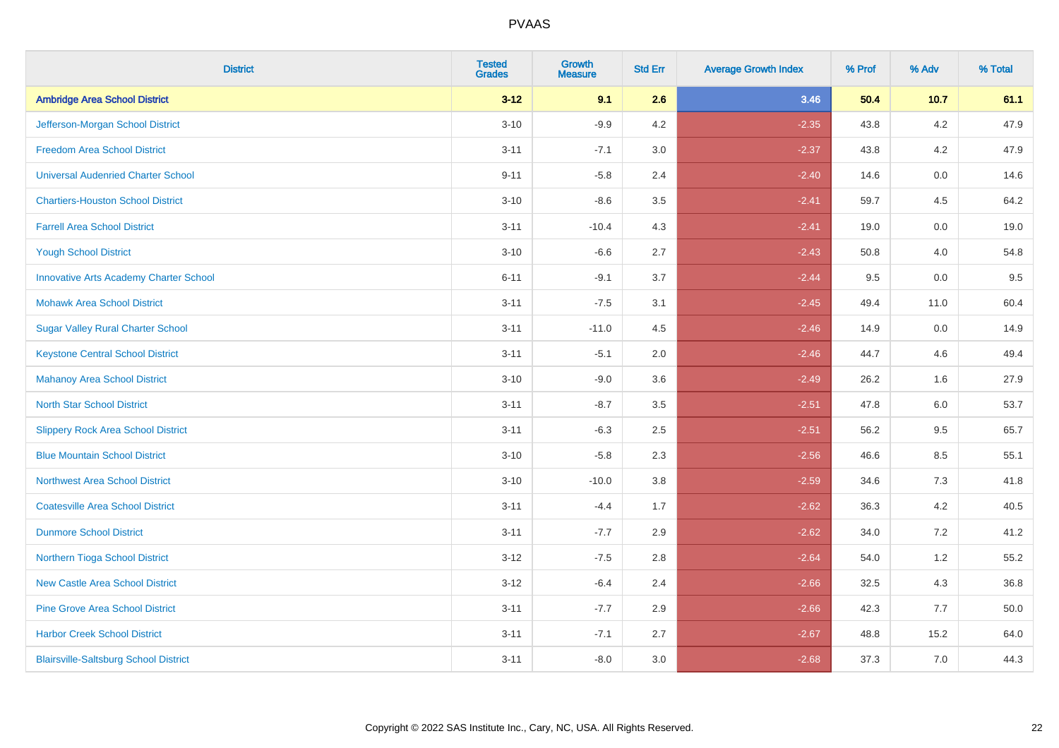| District | Tested Grades | Growth Measure | Std Err | Average Growth Index | % Prof | % Adv | % Total |
|---|---|---|---|---|---|---|---|
| **Ambridge Area School District** | **3-12** | **9.1** | **2.6** | **3.46** | **50.4** | **10.7** | **61.1** |
| Jefferson-Morgan School District | 3-10 | -9.9 | 4.2 | -2.35 | 43.8 | 4.2 | 47.9 |
| Freedom Area School District | 3-11 | -7.1 | 3.0 | -2.37 | 43.8 | 4.2 | 47.9 |
| Universal Audenried Charter School | 9-11 | -5.8 | 2.4 | -2.40 | 14.6 | 0.0 | 14.6 |
| Chartiers-Houston School District | 3-10 | -8.6 | 3.5 | -2.41 | 59.7 | 4.5 | 64.2 |
| Farrell Area School District | 3-11 | -10.4 | 4.3 | -2.41 | 19.0 | 0.0 | 19.0 |
| Yough School District | 3-10 | -6.6 | 2.7 | -2.43 | 50.8 | 4.0 | 54.8 |
| Innovative Arts Academy Charter School | 6-11 | -9.1 | 3.7 | -2.44 | 9.5 | 0.0 | 9.5 |
| Mohawk Area School District | 3-11 | -7.5 | 3.1 | -2.45 | 49.4 | 11.0 | 60.4 |
| Sugar Valley Rural Charter School | 3-11 | -11.0 | 4.5 | -2.46 | 14.9 | 0.0 | 14.9 |
| Keystone Central School District | 3-11 | -5.1 | 2.0 | -2.46 | 44.7 | 4.6 | 49.4 |
| Mahanoy Area School District | 3-10 | -9.0 | 3.6 | -2.49 | 26.2 | 1.6 | 27.9 |
| North Star School District | 3-11 | -8.7 | 3.5 | -2.51 | 47.8 | 6.0 | 53.7 |
| Slippery Rock Area School District | 3-11 | -6.3 | 2.5 | -2.51 | 56.2 | 9.5 | 65.7 |
| Blue Mountain School District | 3-10 | -5.8 | 2.3 | -2.56 | 46.6 | 8.5 | 55.1 |
| Northwest Area School District | 3-10 | -10.0 | 3.8 | -2.59 | 34.6 | 7.3 | 41.8 |
| Coatesville Area School District | 3-11 | -4.4 | 1.7 | -2.62 | 36.3 | 4.2 | 40.5 |
| Dunmore School District | 3-11 | -7.7 | 2.9 | -2.62 | 34.0 | 7.2 | 41.2 |
| Northern Tioga School District | 3-12 | -7.5 | 2.8 | -2.64 | 54.0 | 1.2 | 55.2 |
| New Castle Area School District | 3-12 | -6.4 | 2.4 | -2.66 | 32.5 | 4.3 | 36.8 |
| Pine Grove Area School District | 3-11 | -7.7 | 2.9 | -2.66 | 42.3 | 7.7 | 50.0 |
| Harbor Creek School District | 3-11 | -7.1 | 2.7 | -2.67 | 48.8 | 15.2 | 64.0 |
| Blairsville-Saltsburg School District | 3-11 | -8.0 | 3.0 | -2.68 | 37.3 | 7.0 | 44.3 |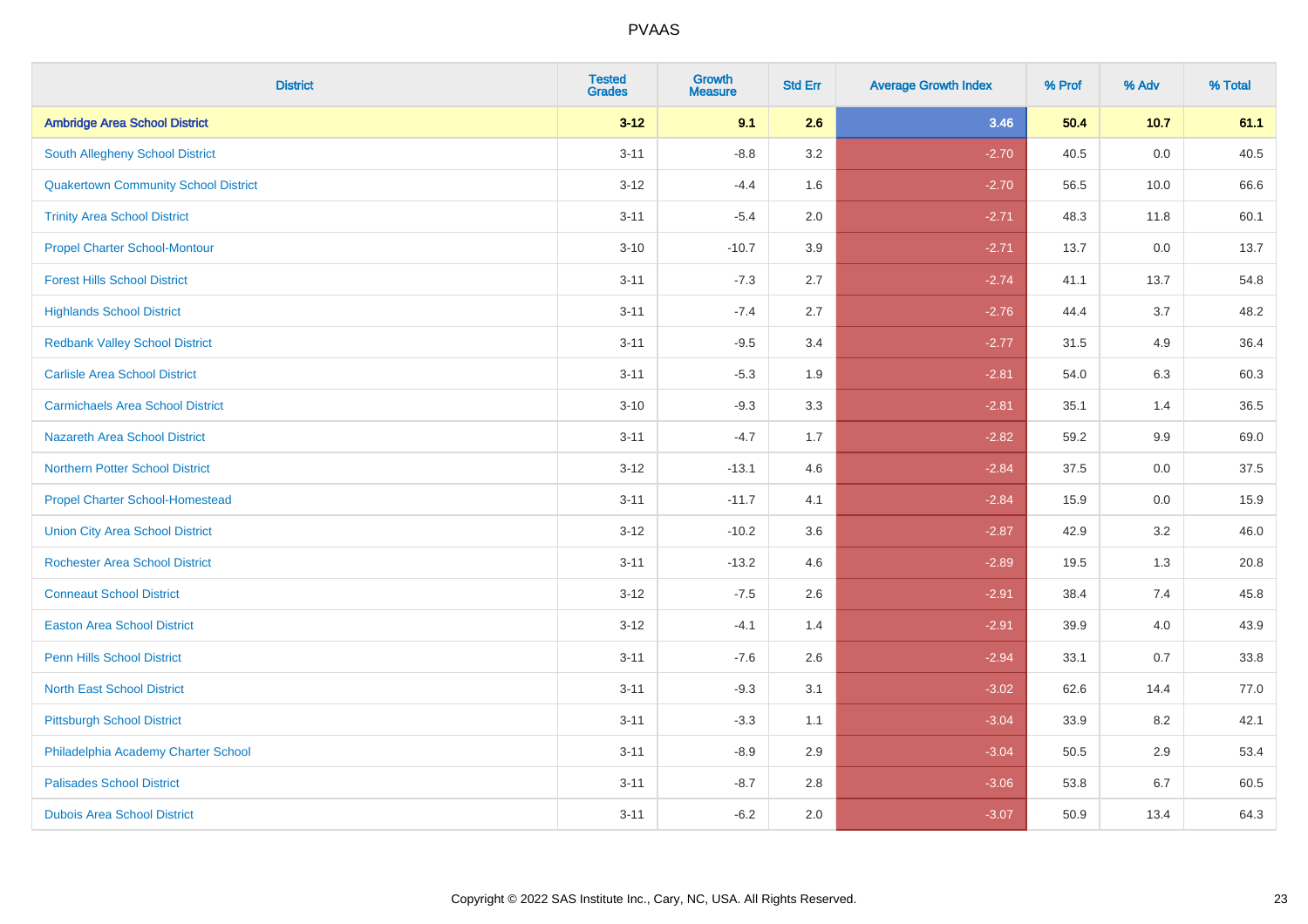| District | Tested Grades | Growth Measure | Std Err | Average Growth Index | % Prof | % Adv | % Total |
|---|---|---|---|---|---|---|---|
| **Ambridge Area School District** | **3-12** | **9.1** | **2.6** | **3.46** | **50.4** | **10.7** | **61.1** |
| South Allegheny School District | 3-11 | -8.8 | 3.2 | -2.70 | 40.5 | 0.0 | 40.5 |
| Quakertown Community School District | 3-12 | -4.4 | 1.6 | -2.70 | 56.5 | 10.0 | 66.6 |
| Trinity Area School District | 3-11 | -5.4 | 2.0 | -2.71 | 48.3 | 11.8 | 60.1 |
| Propel Charter School-Montour | 3-10 | -10.7 | 3.9 | -2.71 | 13.7 | 0.0 | 13.7 |
| Forest Hills School District | 3-11 | -7.3 | 2.7 | -2.74 | 41.1 | 13.7 | 54.8 |
| Highlands School District | 3-11 | -7.4 | 2.7 | -2.76 | 44.4 | 3.7 | 48.2 |
| Redbank Valley School District | 3-11 | -9.5 | 3.4 | -2.77 | 31.5 | 4.9 | 36.4 |
| Carlisle Area School District | 3-11 | -5.3 | 1.9 | -2.81 | 54.0 | 6.3 | 60.3 |
| Carmichaels Area School District | 3-10 | -9.3 | 3.3 | -2.81 | 35.1 | 1.4 | 36.5 |
| Nazareth Area School District | 3-11 | -4.7 | 1.7 | -2.82 | 59.2 | 9.9 | 69.0 |
| Northern Potter School District | 3-12 | -13.1 | 4.6 | -2.84 | 37.5 | 0.0 | 37.5 |
| Propel Charter School-Homestead | 3-11 | -11.7 | 4.1 | -2.84 | 15.9 | 0.0 | 15.9 |
| Union City Area School District | 3-12 | -10.2 | 3.6 | -2.87 | 42.9 | 3.2 | 46.0 |
| Rochester Area School District | 3-11 | -13.2 | 4.6 | -2.89 | 19.5 | 1.3 | 20.8 |
| Conneaut School District | 3-12 | -7.5 | 2.6 | -2.91 | 38.4 | 7.4 | 45.8 |
| Easton Area School District | 3-12 | -4.1 | 1.4 | -2.91 | 39.9 | 4.0 | 43.9 |
| Penn Hills School District | 3-11 | -7.6 | 2.6 | -2.94 | 33.1 | 0.7 | 33.8 |
| North East School District | 3-11 | -9.3 | 3.1 | -3.02 | 62.6 | 14.4 | 77.0 |
| Pittsburgh School District | 3-11 | -3.3 | 1.1 | -3.04 | 33.9 | 8.2 | 42.1 |
| Philadelphia Academy Charter School | 3-11 | -8.9 | 2.9 | -3.04 | 50.5 | 2.9 | 53.4 |
| Palisades School District | 3-11 | -8.7 | 2.8 | -3.06 | 53.8 | 6.7 | 60.5 |
| Dubois Area School District | 3-11 | -6.2 | 2.0 | -3.07 | 50.9 | 13.4 | 64.3 |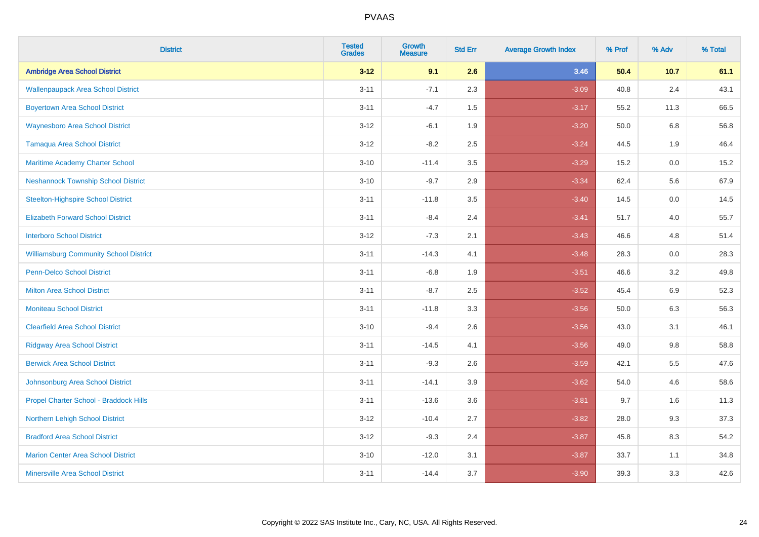PVAAS

| District | Tested Grades | Growth Measure | Std Err | Average Growth Index | % Prof | % Adv | % Total |
|---|---|---|---|---|---|---|---|
| **Ambridge Area School District** | **3-12** | **9.1** | **2.6** | **3.46** | **50.4** | **10.7** | **61.1** |
| Wallenpaupack Area School District | 3-11 | -7.1 | 2.3 | -3.09 | 40.8 | 2.4 | 43.1 |
| Boyertown Area School District | 3-11 | -4.7 | 1.5 | -3.17 | 55.2 | 11.3 | 66.5 |
| Waynesboro Area School District | 3-12 | -6.1 | 1.9 | -3.20 | 50.0 | 6.8 | 56.8 |
| Tamaqua Area School District | 3-12 | -8.2 | 2.5 | -3.24 | 44.5 | 1.9 | 46.4 |
| Maritime Academy Charter School | 3-10 | -11.4 | 3.5 | -3.29 | 15.2 | 0.0 | 15.2 |
| Neshannock Township School District | 3-10 | -9.7 | 2.9 | -3.34 | 62.4 | 5.6 | 67.9 |
| Steelton-Highspire School District | 3-11 | -11.8 | 3.5 | -3.40 | 14.5 | 0.0 | 14.5 |
| Elizabeth Forward School District | 3-11 | -8.4 | 2.4 | -3.41 | 51.7 | 4.0 | 55.7 |
| Interboro School District | 3-12 | -7.3 | 2.1 | -3.43 | 46.6 | 4.8 | 51.4 |
| Williamsburg Community School District | 3-11 | -14.3 | 4.1 | -3.48 | 28.3 | 0.0 | 28.3 |
| Penn-Delco School District | 3-11 | -6.8 | 1.9 | -3.51 | 46.6 | 3.2 | 49.8 |
| Milton Area School District | 3-11 | -8.7 | 2.5 | -3.52 | 45.4 | 6.9 | 52.3 |
| Moniteau School District | 3-11 | -11.8 | 3.3 | -3.56 | 50.0 | 6.3 | 56.3 |
| Clearfield Area School District | 3-10 | -9.4 | 2.6 | -3.56 | 43.0 | 3.1 | 46.1 |
| Ridgway Area School District | 3-11 | -14.5 | 4.1 | -3.56 | 49.0 | 9.8 | 58.8 |
| Berwick Area School District | 3-11 | -9.3 | 2.6 | -3.59 | 42.1 | 5.5 | 47.6 |
| Johnsonburg Area School District | 3-11 | -14.1 | 3.9 | -3.62 | 54.0 | 4.6 | 58.6 |
| Propel Charter School - Braddock Hills | 3-11 | -13.6 | 3.6 | -3.81 | 9.7 | 1.6 | 11.3 |
| Northern Lehigh School District | 3-12 | -10.4 | 2.7 | -3.82 | 28.0 | 9.3 | 37.3 |
| Bradford Area School District | 3-12 | -9.3 | 2.4 | -3.87 | 45.8 | 8.3 | 54.2 |
| Marion Center Area School District | 3-10 | -12.0 | 3.1 | -3.87 | 33.7 | 1.1 | 34.8 |
| Minersville Area School District | 3-11 | -14.4 | 3.7 | -3.90 | 39.3 | 3.3 | 42.6 |

Copyright © 2022 SAS Institute Inc., Cary, NC, USA. All Rights Reserved.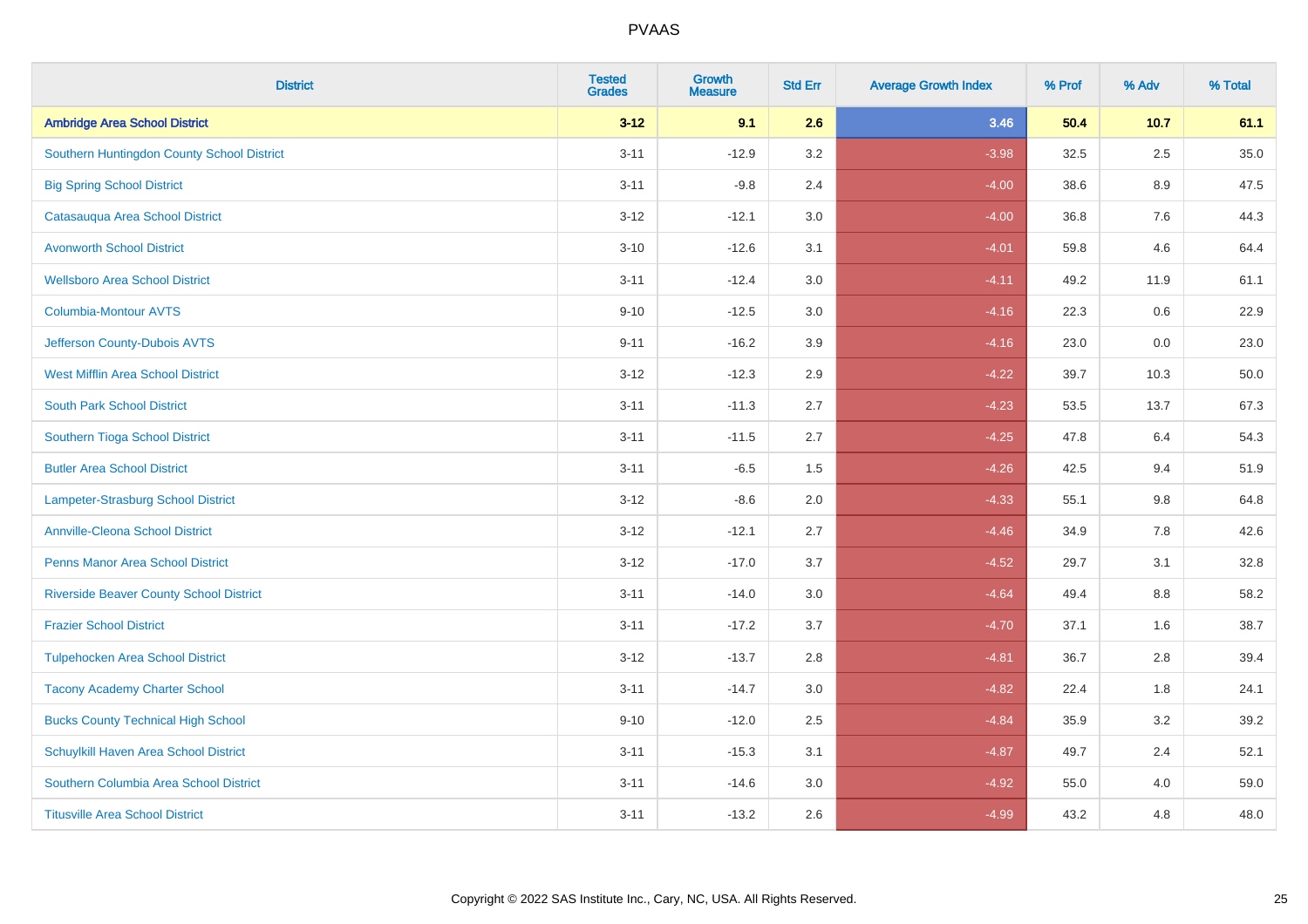# PVAAS

| District | Tested Grades | Growth Measure | Std Err | Average Growth Index | % Prof | % Adv | % Total |
|---|---|---|---|---|---|---|---|
| **Ambridge Area School District** | **3-12** | **9.1** | **2.6** | **3.46** | **50.4** | **10.7** | **61.1** |
| Southern Huntingdon County School District | 3-11 | -12.9 | 3.2 | -3.98 | 32.5 | 2.5 | 35.0 |
| Big Spring School District | 3-11 | -9.8 | 2.4 | -4.00 | 38.6 | 8.9 | 47.5 |
| Catasauqua Area School District | 3-12 | -12.1 | 3.0 | -4.00 | 36.8 | 7.6 | 44.3 |
| Avonworth School District | 3-10 | -12.6 | 3.1 | -4.01 | 59.8 | 4.6 | 64.4 |
| Wellsboro Area School District | 3-11 | -12.4 | 3.0 | -4.11 | 49.2 | 11.9 | 61.1 |
| Columbia-Montour AVTS | 9-10 | -12.5 | 3.0 | -4.16 | 22.3 | 0.6 | 22.9 |
| Jefferson County-Dubois AVTS | 9-11 | -16.2 | 3.9 | -4.16 | 23.0 | 0.0 | 23.0 |
| West Mifflin Area School District | 3-12 | -12.3 | 2.9 | -4.22 | 39.7 | 10.3 | 50.0 |
| South Park School District | 3-11 | -11.3 | 2.7 | -4.23 | 53.5 | 13.7 | 67.3 |
| Southern Tioga School District | 3-11 | -11.5 | 2.7 | -4.25 | 47.8 | 6.4 | 54.3 |
| Butler Area School District | 3-11 | -6.5 | 1.5 | -4.26 | 42.5 | 9.4 | 51.9 |
| Lampeter-Strasburg School District | 3-12 | -8.6 | 2.0 | -4.33 | 55.1 | 9.8 | 64.8 |
| Annville-Cleona School District | 3-12 | -12.1 | 2.7 | -4.46 | 34.9 | 7.8 | 42.6 |
| Penns Manor Area School District | 3-12 | -17.0 | 3.7 | -4.52 | 29.7 | 3.1 | 32.8 |
| Riverside Beaver County School District | 3-11 | -14.0 | 3.0 | -4.64 | 49.4 | 8.8 | 58.2 |
| Frazier School District | 3-11 | -17.2 | 3.7 | -4.70 | 37.1 | 1.6 | 38.7 |
| Tulpehocken Area School District | 3-12 | -13.7 | 2.8 | -4.81 | 36.7 | 2.8 | 39.4 |
| Tacony Academy Charter School | 3-11 | -14.7 | 3.0 | -4.82 | 22.4 | 1.8 | 24.1 |
| Bucks County Technical High School | 9-10 | -12.0 | 2.5 | -4.84 | 35.9 | 3.2 | 39.2 |
| Schuylkill Haven Area School District | 3-11 | -15.3 | 3.1 | -4.87 | 49.7 | 2.4 | 52.1 |
| Southern Columbia Area School District | 3-11 | -14.6 | 3.0 | -4.92 | 55.0 | 4.0 | 59.0 |
| Titusville Area School District | 3-11 | -13.2 | 2.6 | -4.99 | 43.2 | 4.8 | 48.0 |

Copyright © 2022 SAS Institute Inc., Cary, NC, USA. All Rights Reserved.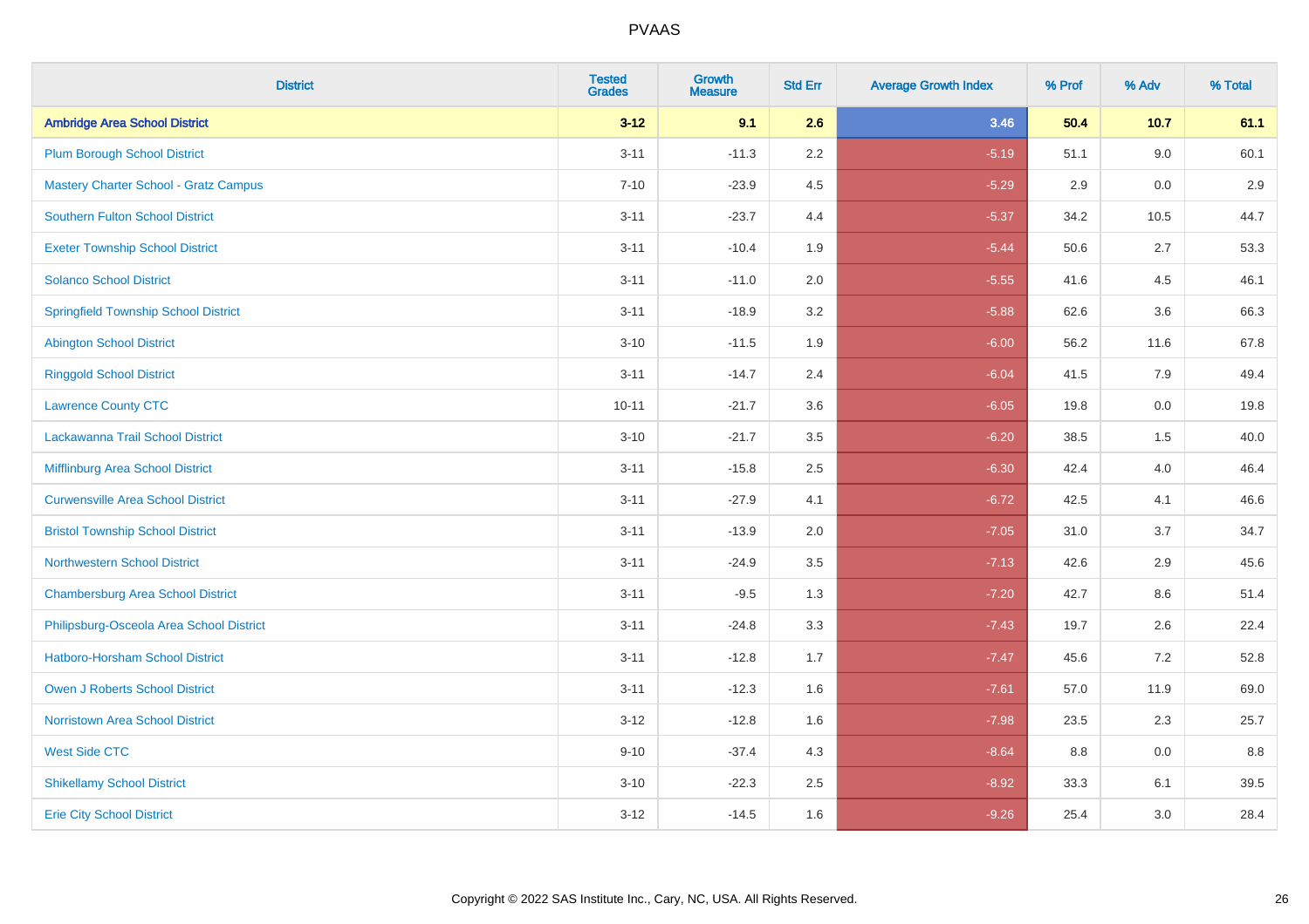| District | Tested Grades | Growth Measure | Std Err | Average Growth Index | % Prof | % Adv | % Total |
|---|---|---|---|---|---|---|---|
| **Ambridge Area School District** | **3-12** | **9.1** | **2.6** | **3.46** | **50.4** | **10.7** | **61.1** |
| Plum Borough School District | 3-11 | -11.3 | 2.2 | -5.19 | 51.1 | 9.0 | 60.1 |
| Mastery Charter School - Gratz Campus | 7-10 | -23.9 | 4.5 | -5.29 | 2.9 | 0.0 | 2.9 |
| Southern Fulton School District | 3-11 | -23.7 | 4.4 | -5.37 | 34.2 | 10.5 | 44.7 |
| Exeter Township School District | 3-11 | -10.4 | 1.9 | -5.44 | 50.6 | 2.7 | 53.3 |
| Solanco School District | 3-11 | -11.0 | 2.0 | -5.55 | 41.6 | 4.5 | 46.1 |
| Springfield Township School District | 3-11 | -18.9 | 3.2 | -5.88 | 62.6 | 3.6 | 66.3 |
| Abington School District | 3-10 | -11.5 | 1.9 | -6.00 | 56.2 | 11.6 | 67.8 |
| Ringgold School District | 3-11 | -14.7 | 2.4 | -6.04 | 41.5 | 7.9 | 49.4 |
| Lawrence County CTC | 10-11 | -21.7 | 3.6 | -6.05 | 19.8 | 0.0 | 19.8 |
| Lackawanna Trail School District | 3-10 | -21.7 | 3.5 | -6.20 | 38.5 | 1.5 | 40.0 |
| Mifflinburg Area School District | 3-11 | -15.8 | 2.5 | -6.30 | 42.4 | 4.0 | 46.4 |
| Curwensville Area School District | 3-11 | -27.9 | 4.1 | -6.72 | 42.5 | 4.1 | 46.6 |
| Bristol Township School District | 3-11 | -13.9 | 2.0 | -7.05 | 31.0 | 3.7 | 34.7 |
| Northwestern School District | 3-11 | -24.9 | 3.5 | -7.13 | 42.6 | 2.9 | 45.6 |
| Chambersburg Area School District | 3-11 | -9.5 | 1.3 | -7.20 | 42.7 | 8.6 | 51.4 |
| Philipsburg-Osceola Area School District | 3-11 | -24.8 | 3.3 | -7.43 | 19.7 | 2.6 | 22.4 |
| Hatboro-Horsham School District | 3-11 | -12.8 | 1.7 | -7.47 | 45.6 | 7.2 | 52.8 |
| Owen J Roberts School District | 3-11 | -12.3 | 1.6 | -7.61 | 57.0 | 11.9 | 69.0 |
| Norristown Area School District | 3-12 | -12.8 | 1.6 | -7.98 | 23.5 | 2.3 | 25.7 |
| West Side CTC | 9-10 | -37.4 | 4.3 | -8.64 | 8.8 | 0.0 | 8.8 |
| Shikellamy School District | 3-10 | -22.3 | 2.5 | -8.92 | 33.3 | 6.1 | 39.5 |
| Erie City School District | 3-12 | -14.5 | 1.6 | -9.26 | 25.4 | 3.0 | 28.4 |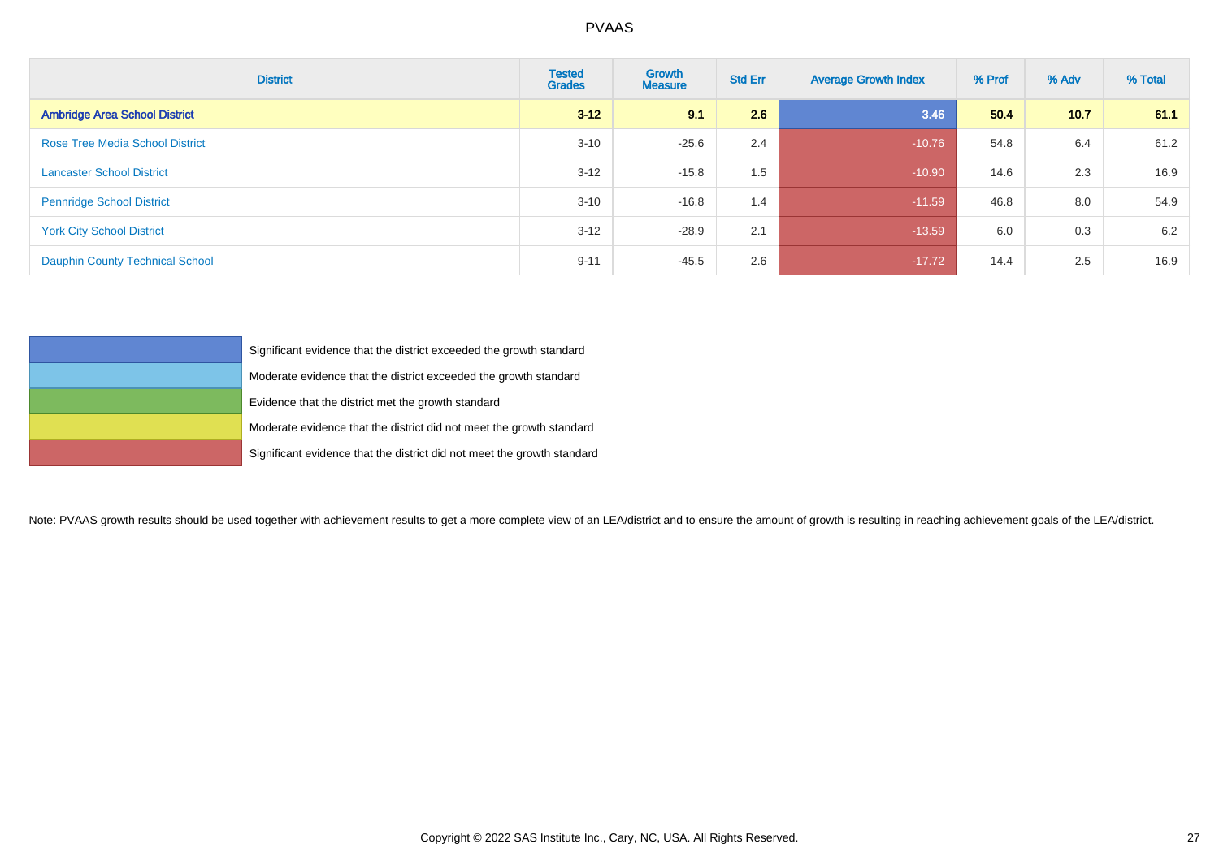# PVAAS

| District | Tested Grades | Growth Measure | Std Err | Average Growth Index | % Prof | % Adv | % Total |
|---|---|---|---|---|---|---|---|
| **Ambridge Area School District** | **3-12** | **9.1** | **2.6** | **3.46** | **50.4** | **10.7** | **61.1** |
| Rose Tree Media School District | 3-10 | -25.6 | 2.4 | -10.76 | 54.8 | 6.4 | 61.2 |
| Lancaster School District | 3-12 | -15.8 | 1.5 | -10.90 | 14.6 | 2.3 | 16.9 |
| Pennridge School District | 3-10 | -16.8 | 1.4 | -11.59 | 46.8 | 8.0 | 54.9 |
| York City School District | 3-12 | -28.9 | 2.1 | -13.59 | 6.0 | 0.3 | 6.2 |
| Dauphin County Technical School | 9-11 | -45.5 | 2.6 | -17.72 | 14.4 | 2.5 | 16.9 |

Significant evidence that the district exceeded the growth standard

Moderate evidence that the district exceeded the growth standard

Evidence that the district met the growth standard

Moderate evidence that the district did not meet the growth standard

Significant evidence that the district did not meet the growth standard

Note: PVAAS growth results should be used together with achievement results to get a more complete view of an LEA/district and to ensure the amount of growth is resulting in reaching achievement goals of the LEA/district.

Copyright © 2022 SAS Institute Inc., Cary, NC, USA. All Rights Reserved.